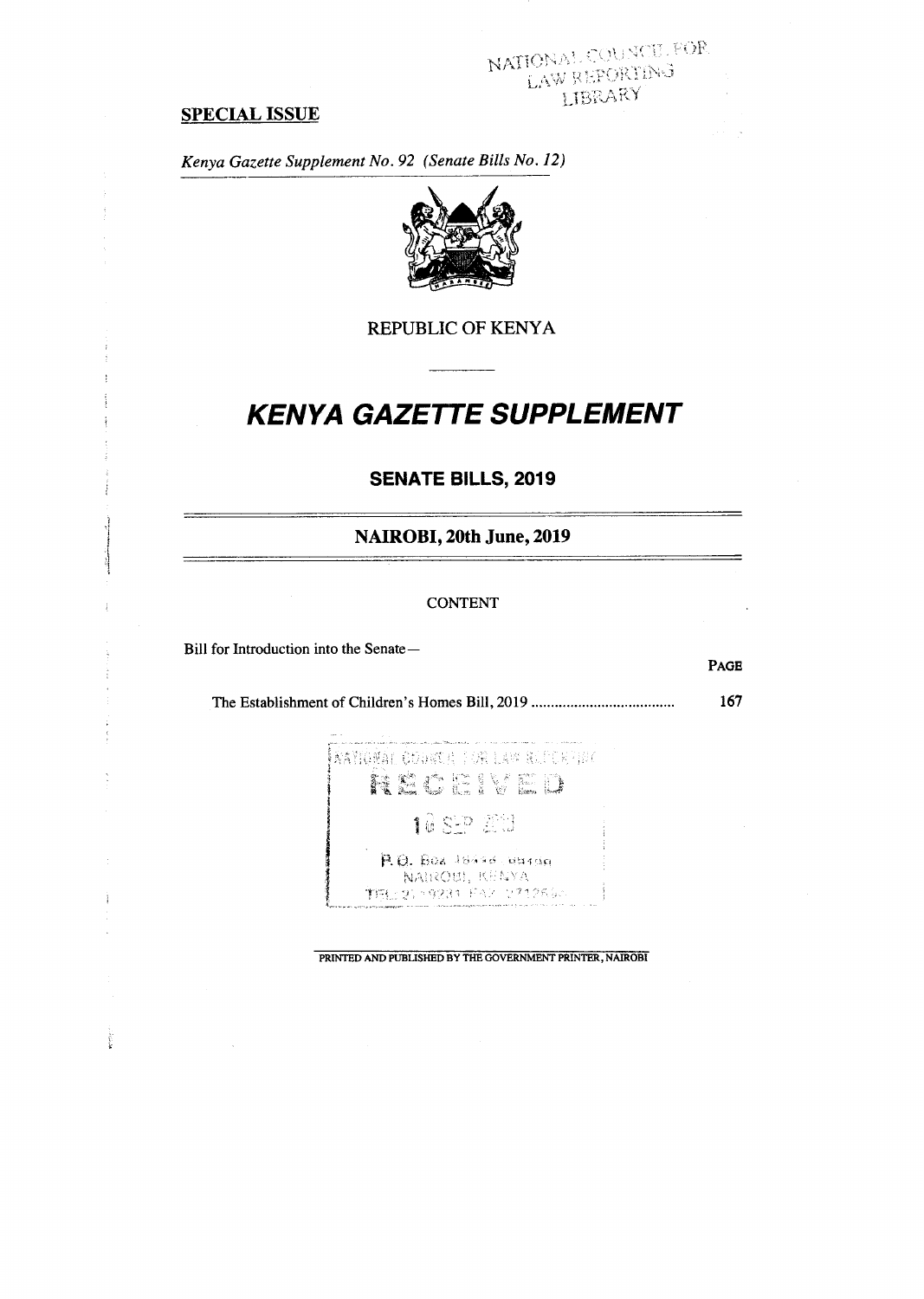NATIONAL COUNCIL FOR LAW REPORTING LIBRARY

**SPECIAL ISSUE**

*Kenya Gazette Supplement No. 92 (Senate Bills No. 12)*

REPUBLIC OF KENYA

# *KENYA GAZETTE SUPPLEMENT*

## SENATE BILLS, 2019

## NAIROBI, 20th June, 2019

CONTENT

Bill for Introduction into the Senate—

| | PAGE |
|---|---|
| The Establishment of Children's Homes Bill, 2019 .................................... | 167 |

NATIONAL COUNCIL FOR LAW REPORTING
RECEIVED
16 SEP 2019
P.O. Box 10443 00100
NAIROBI, KENYA
TEL: 2719231 FAX: 2712694

PRINTED AND PUBLISHED BY THE GOVERNMENT PRINTER, NAIROBI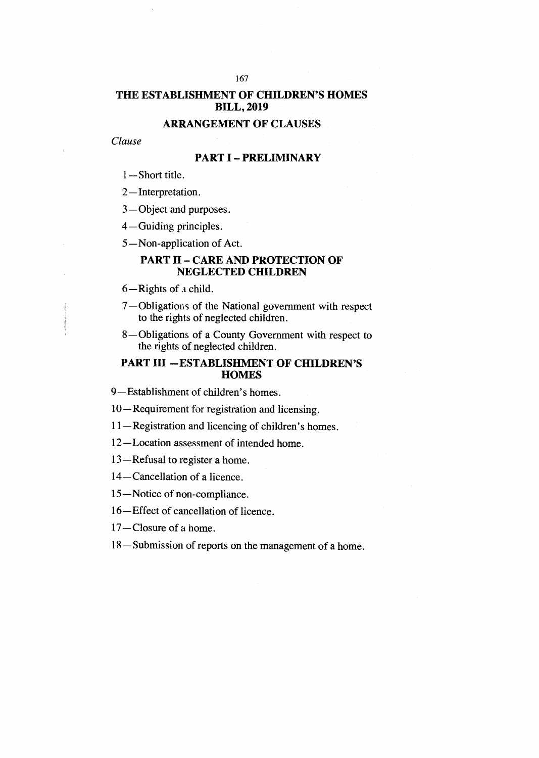# THE ESTABLISHMENT OF CHILDREN'S HOMES BILL, 2019

## ARRANGEMENT OF CLAUSES

*Clause*

### PART I – PRELIMINARY

1—Short title.

2—Interpretation.

3—Object and purposes.

4—Guiding principles.

5—Non-application of Act.

### PART II – CARE AND PROTECTION OF NEGLECTED CHILDREN

6—Rights of a child.

7—Obligations of the National government with respect to the rights of neglected children.

8—Obligations of a County Government with respect to the rights of neglected children.

### PART III —ESTABLISHMENT OF CHILDREN'S HOMES

9—Establishment of children's homes.

10—Requirement for registration and licensing.

11—Registration and licencing of children's homes.

12—Location assessment of intended home.

13—Refusal to register a home.

14—Cancellation of a licence.

15—Notice of non-compliance.

16—Effect of cancellation of licence.

17—Closure of a home.

18—Submission of reports on the management of a home.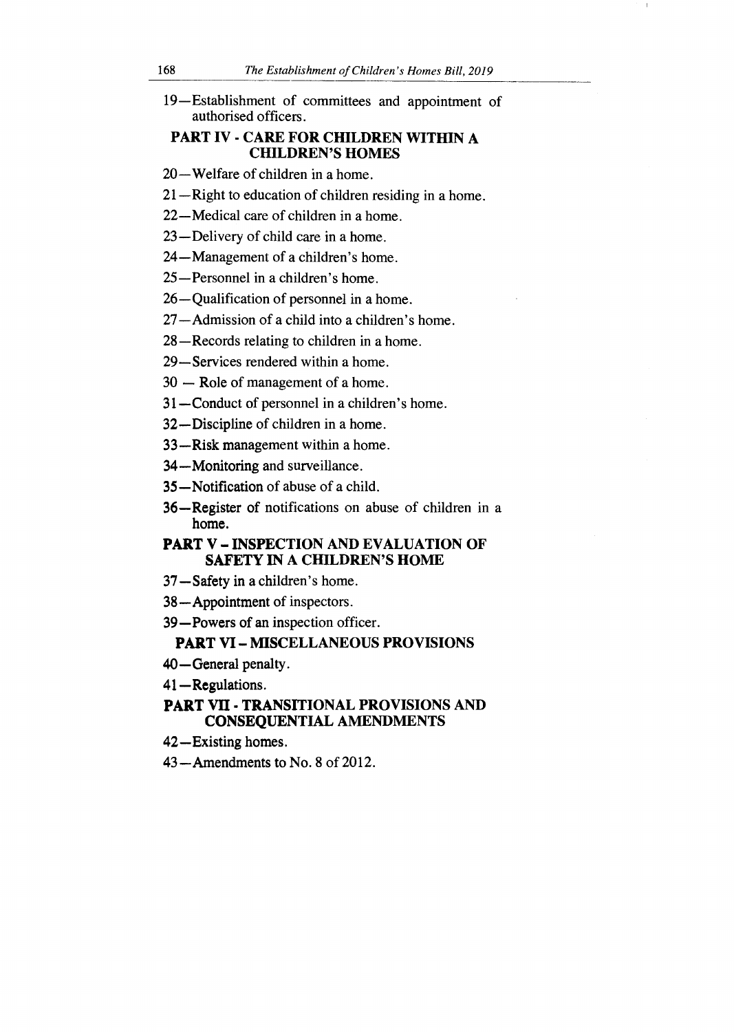19—Establishment of committees and appointment of authorised officers.

## PART IV - CARE FOR CHILDREN WITHIN A CHILDREN'S HOMES

20—Welfare of children in a home.

21—Right to education of children residing in a home.

22—Medical care of children in a home.

23—Delivery of child care in a home.

24—Management of a children's home.

25—Personnel in a children's home.

26—Qualification of personnel in a home.

27—Admission of a child into a children's home.

28—Records relating to children in a home.

29—Services rendered within a home.

30 — Role of management of a home.

31—Conduct of personnel in a children's home.

32—Discipline of children in a home.

33—Risk management within a home.

34—Monitoring and surveillance.

35—Notification of abuse of a child.

36—Register of notifications on abuse of children in a home.

## PART V – INSPECTION AND EVALUATION OF SAFETY IN A CHILDREN'S HOME

37—Safety in a children's home.

38—Appointment of inspectors.

39—Powers of an inspection officer.

## PART VI – MISCELLANEOUS PROVISIONS

40—General penalty.

41—Regulations.

## PART VII - TRANSITIONAL PROVISIONS AND CONSEQUENTIAL AMENDMENTS

42—Existing homes.

43—Amendments to No. 8 of 2012.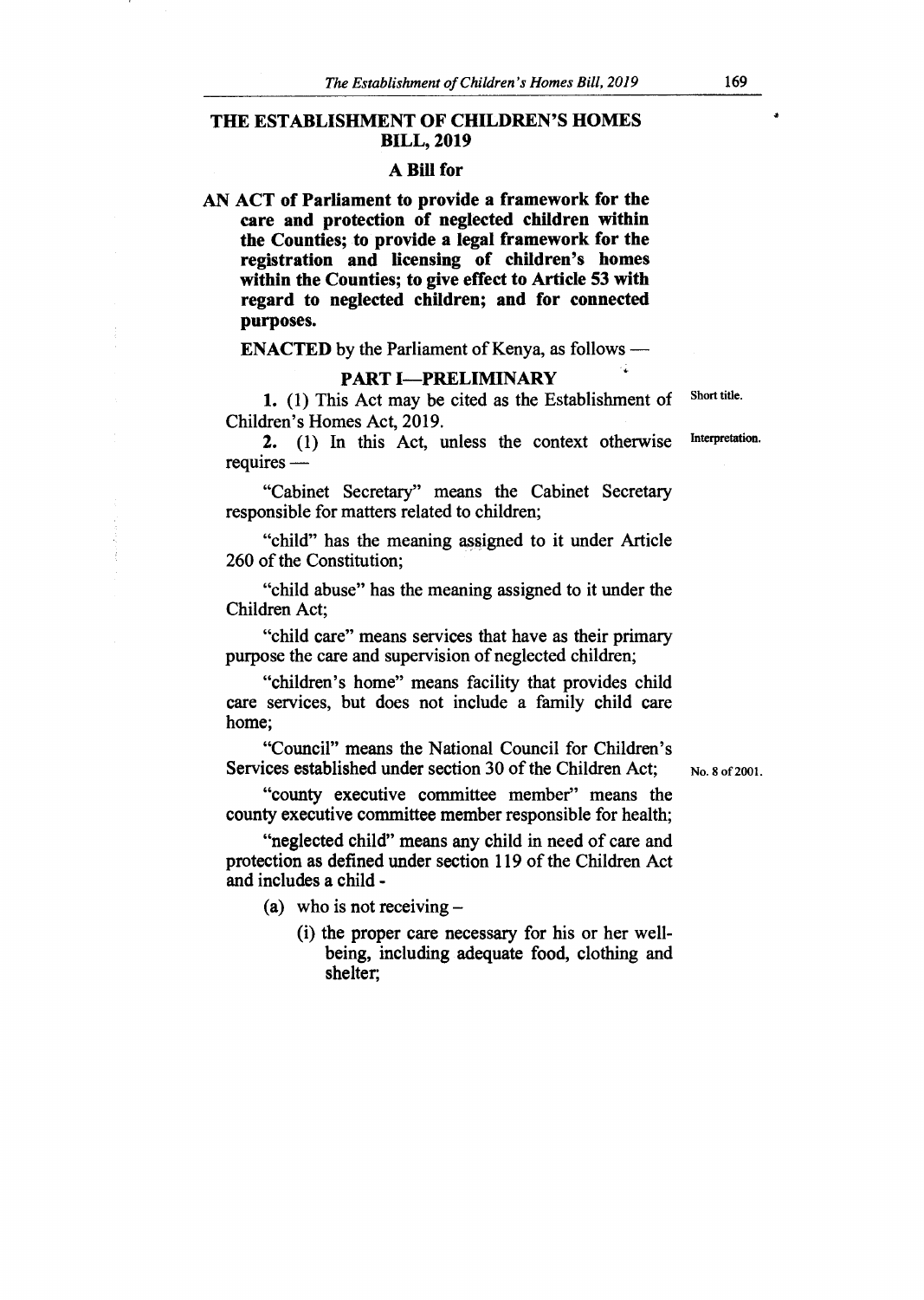# THE ESTABLISHMENT OF CHILDREN'S HOMES BILL, 2019

## A Bill for

**AN ACT of Parliament to provide a framework for the care and protection of neglected children within the Counties; to provide a legal framework for the registration and licensing of children's homes within the Counties; to give effect to Article 53 with regard to neglected children; and for connected purposes.**

**ENACTED** by the Parliament of Kenya, as follows —

## PART I—PRELIMINARY

Short title.

**1.** (1) This Act may be cited as the Establishment of Children's Homes Act, 2019.

Interpretation.

**2.** (1) In this Act, unless the context otherwise requires —

"Cabinet Secretary" means the Cabinet Secretary responsible for matters related to children;

"child" has the meaning assigned to it under Article 260 of the Constitution;

"child abuse" has the meaning assigned to it under the Children Act;

"child care" means services that have as their primary purpose the care and supervision of neglected children;

"children's home" means facility that provides child care services, but does not include a family child care home;

"Council" means the National Council for Children's Services established under section 30 of the Children Act;

No. 8 of 2001.

"county executive committee member" means the county executive committee member responsible for health;

"neglected child" means any child in need of care and protection as defined under section 119 of the Children Act and includes a child -

(a) who is not receiving –

(i) the proper care necessary for his or her well-being, including adequate food, clothing and shelter;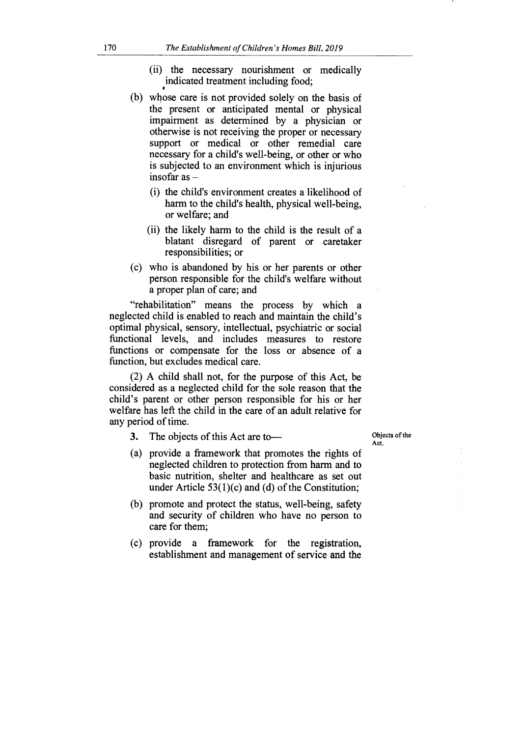(ii) the necessary nourishment or medically indicated treatment including food;

(b) whose care is not provided solely on the basis of the present or anticipated mental or physical impairment as determined by a physician or otherwise is not receiving the proper or necessary support or medical or other remedial care necessary for a child's well-being, or other or who is subjected to an environment which is injurious insofar as –

(i) the child's environment creates a likelihood of harm to the child's health, physical well-being, or welfare; and

(ii) the likely harm to the child is the result of a blatant disregard of parent or caretaker responsibilities; or

(c) who is abandoned by his or her parents or other person responsible for the child's welfare without a proper plan of care; and

"rehabilitation" means the process by which a neglected child is enabled to reach and maintain the child's optimal physical, sensory, intellectual, psychiatric or social functional levels, and includes measures to restore functions or compensate for the loss or absence of a function, but excludes medical care.

(2) A child shall not, for the purpose of this Act, be considered as a neglected child for the sole reason that the child's parent or other person responsible for his or her welfare has left the child in the care of an adult relative for any period of time.

Objects of the Act.

**3.** The objects of this Act are to—

(a) provide a framework that promotes the rights of neglected children to protection from harm and to basic nutrition, shelter and healthcare as set out under Article 53(1)(c) and (d) of the Constitution;

(b) promote and protect the status, well-being, safety and security of children who have no person to care for them;

(c) provide a framework for the registration, establishment and management of service and the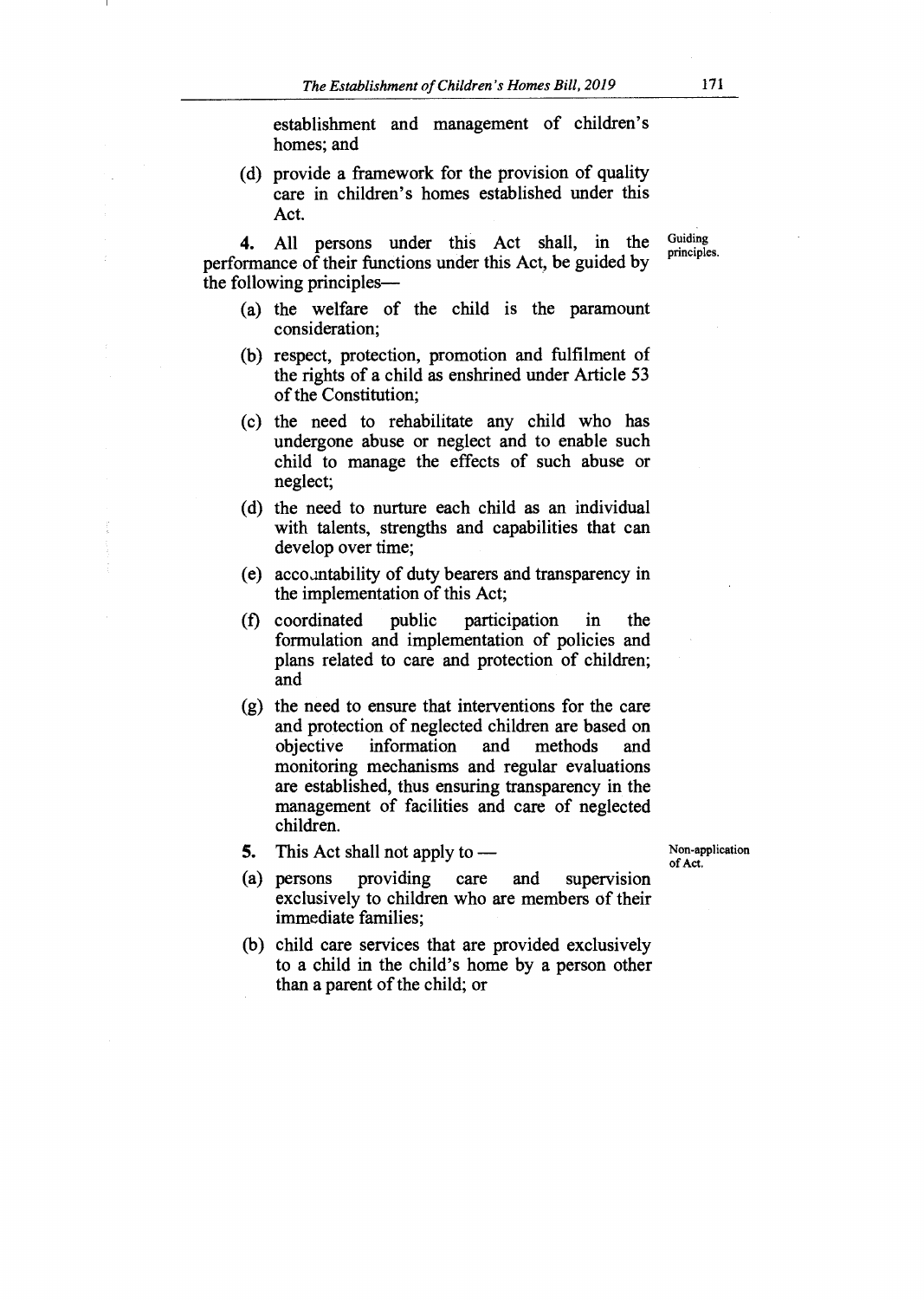establishment and management of children's homes; and

(d) provide a framework for the provision of quality care in children's homes established under this Act.

**Guiding principles.**

**4.** All persons under this Act shall, in the performance of their functions under this Act, be guided by the following principles—

(a) the welfare of the child is the paramount consideration;

(b) respect, protection, promotion and fulfilment of the rights of a child as enshrined under Article 53 of the Constitution;

(c) the need to rehabilitate any child who has undergone abuse or neglect and to enable such child to manage the effects of such abuse or neglect;

(d) the need to nurture each child as an individual with talents, strengths and capabilities that can develop over time;

(e) accountability of duty bearers and transparency in the implementation of this Act;

(f) coordinated public participation in the formulation and implementation of policies and plans related to care and protection of children; and

(g) the need to ensure that interventions for the care and protection of neglected children are based on objective information and methods and monitoring mechanisms and regular evaluations are established, thus ensuring transparency in the management of facilities and care of neglected children.

**Non-application of Act.**

**5.** This Act shall not apply to —

(a) persons providing care and supervision exclusively to children who are members of their immediate families;

(b) child care services that are provided exclusively to a child in the child's home by a person other than a parent of the child; or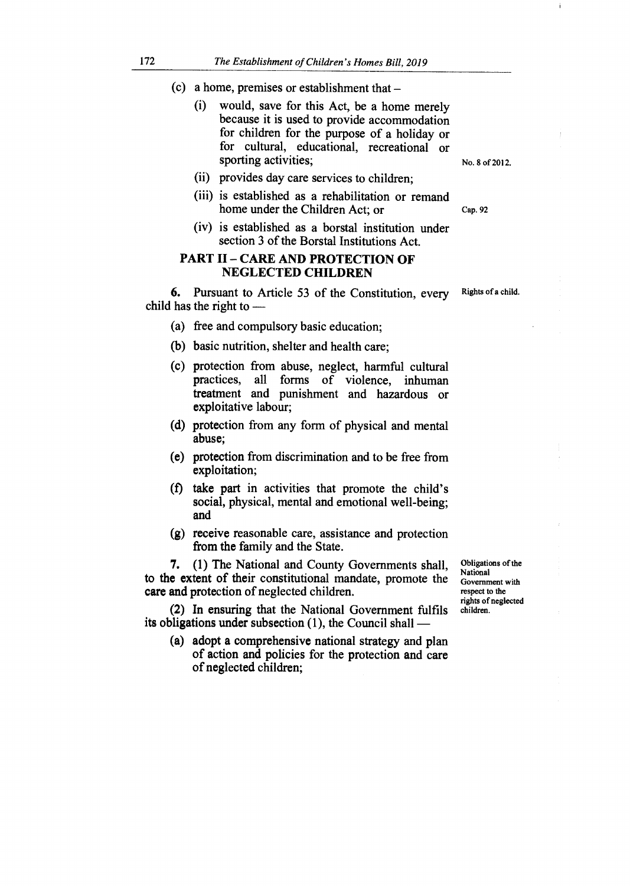(c) a home, premises or establishment that –

   (i) would, save for this Act, be a home merely because it is used to provide accommodation for children for the purpose of a holiday or for cultural, educational, recreational or sporting activities;

   (ii) provides day care services to children;

   (iii) is established as a rehabilitation or remand home under the Children Act; or

   (iv) is established as a borstal institution under section 3 of the Borstal Institutions Act.

No. 8 of 2012.

Cap. 92

## PART II – CARE AND PROTECTION OF NEGLECTED CHILDREN

Rights of a child.

**6.** Pursuant to Article 53 of the Constitution, every child has the right to —

(a) free and compulsory basic education;

(b) basic nutrition, shelter and health care;

(c) protection from abuse, neglect, harmful cultural practices, all forms of violence, inhuman treatment and punishment and hazardous or exploitative labour;

(d) protection from any form of physical and mental abuse;

(e) protection from discrimination and to be free from exploitation;

(f) take part in activities that promote the child's social, physical, mental and emotional well-being; and

(g) receive reasonable care, assistance and protection from the family and the State.

Obligations of the National Government with respect to the rights of neglected children.

**7.** (1) The National and County Governments shall, to the extent of their constitutional mandate, promote the care and protection of neglected children.

(2) In ensuring that the National Government fulfils its obligations under subsection (1), the Council shall —

(a) adopt a comprehensive national strategy and plan of action and policies for the protection and care of neglected children;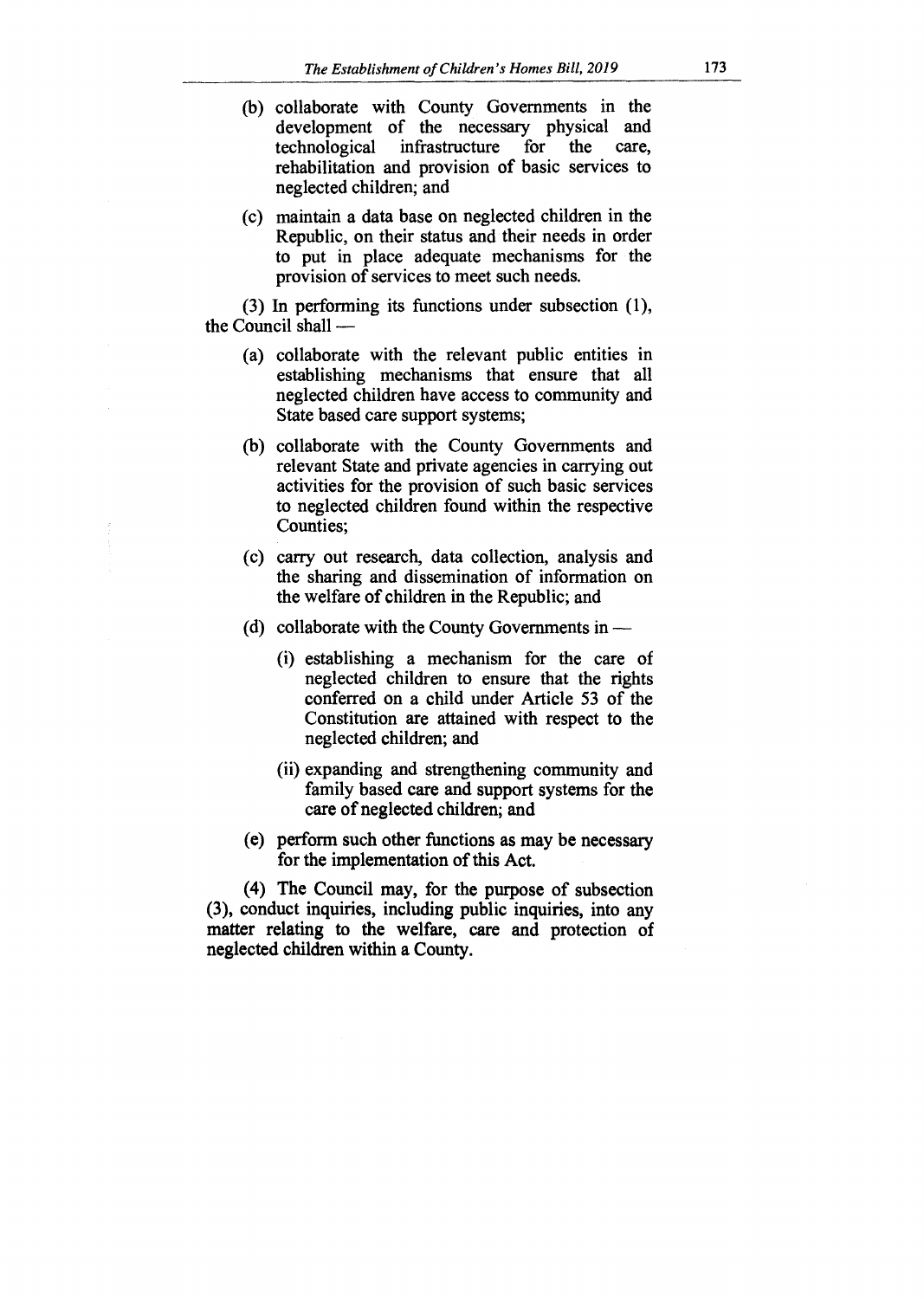(b) collaborate with County Governments in the development of the necessary physical and technological infrastructure for the care, rehabilitation and provision of basic services to neglected children; and

(c) maintain a data base on neglected children in the Republic, on their status and their needs in order to put in place adequate mechanisms for the provision of services to meet such needs.

(3) In performing its functions under subsection (1), the Council shall —

(a) collaborate with the relevant public entities in establishing mechanisms that ensure that all neglected children have access to community and State based care support systems;

(b) collaborate with the County Governments and relevant State and private agencies in carrying out activities for the provision of such basic services to neglected children found within the respective Counties;

(c) carry out research, data collection, analysis and the sharing and dissemination of information on the welfare of children in the Republic; and

(d) collaborate with the County Governments in —

(i) establishing a mechanism for the care of neglected children to ensure that the rights conferred on a child under Article 53 of the Constitution are attained with respect to the neglected children; and

(ii) expanding and strengthening community and family based care and support systems for the care of neglected children; and

(e) perform such other functions as may be necessary for the implementation of this Act.

(4) The Council may, for the purpose of subsection (3), conduct inquiries, including public inquiries, into any matter relating to the welfare, care and protection of neglected children within a County.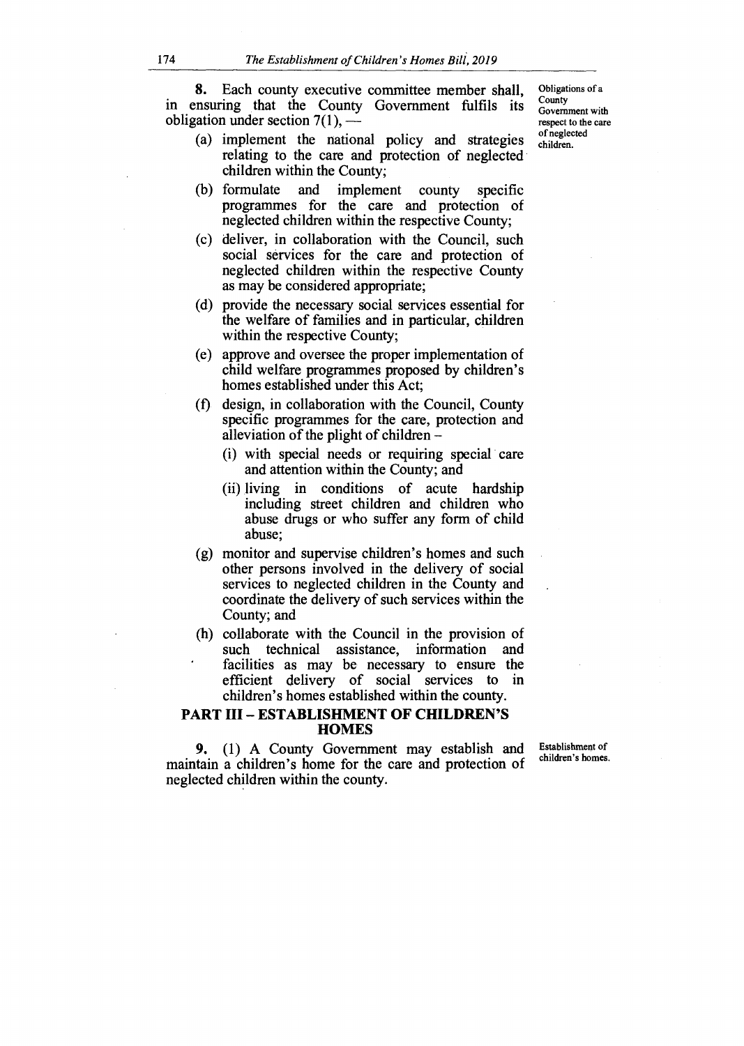**8.** Each county executive committee member shall, in ensuring that the County Government fulfils its obligation under section 7(1), —

*Obligations of a County Government with respect to the care of neglected children.*

(a) implement the national policy and strategies relating to the care and protection of neglected children within the County;

(b) formulate and implement county specific programmes for the care and protection of neglected children within the respective County;

(c) deliver, in collaboration with the Council, such social services for the care and protection of neglected children within the respective County as may be considered appropriate;

(d) provide the necessary social services essential for the welfare of families and in particular, children within the respective County;

(e) approve and oversee the proper implementation of child welfare programmes proposed by children's homes established under this Act;

(f) design, in collaboration with the Council, County specific programmes for the care, protection and alleviation of the plight of children –

(i) with special needs or requiring special care and attention within the County; and

(ii) living in conditions of acute hardship including street children and children who abuse drugs or who suffer any form of child abuse;

(g) monitor and supervise children's homes and such other persons involved in the delivery of social services to neglected children in the County and coordinate the delivery of such services within the County; and

(h) collaborate with the Council in the provision of such technical assistance, information and facilities as may be necessary to ensure the efficient delivery of social services to in children's homes established within the county.

## PART III – ESTABLISHMENT OF CHILDREN'S HOMES

**9.** (1) A County Government may establish and maintain a children's home for the care and protection of neglected children within the county.

*Establishment of children's homes.*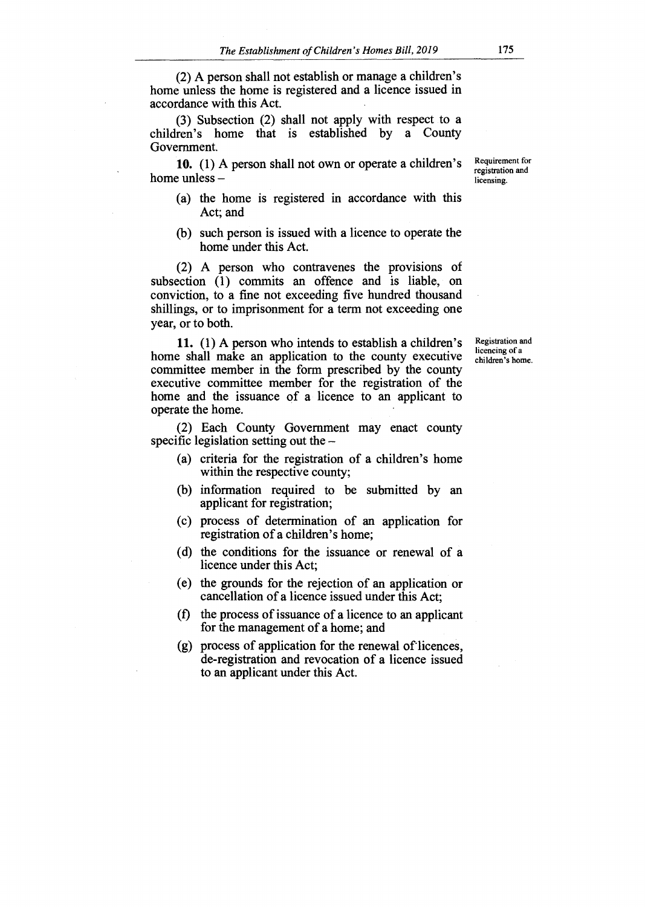(2) A person shall not establish or manage a children's home unless the home is registered and a licence issued in accordance with this Act.

(3) Subsection (2) shall not apply with respect to a children's home that is established by a County Government.

*Requirement for registration and licensing.*

**10.** (1) A person shall not own or operate a children's home unless –

(a) the home is registered in accordance with this Act; and

(b) such person is issued with a licence to operate the home under this Act.

(2) A person who contravenes the provisions of subsection (1) commits an offence and is liable, on conviction, to a fine not exceeding five hundred thousand shillings, or to imprisonment for a term not exceeding one year, or to both.

*Registration and licencing of a children's home.*

**11.** (1) A person who intends to establish a children's home shall make an application to the county executive committee member in the form prescribed by the county executive committee member for the registration of the home and the issuance of a licence to an applicant to operate the home.

(2) Each County Government may enact county specific legislation setting out the –

(a) criteria for the registration of a children's home within the respective county;

(b) information required to be submitted by an applicant for registration;

(c) process of determination of an application for registration of a children's home;

(d) the conditions for the issuance or renewal of a licence under this Act;

(e) the grounds for the rejection of an application or cancellation of a licence issued under this Act;

(f) the process of issuance of a licence to an applicant for the management of a home; and

(g) process of application for the renewal of licences, de-registration and revocation of a licence issued to an applicant under this Act.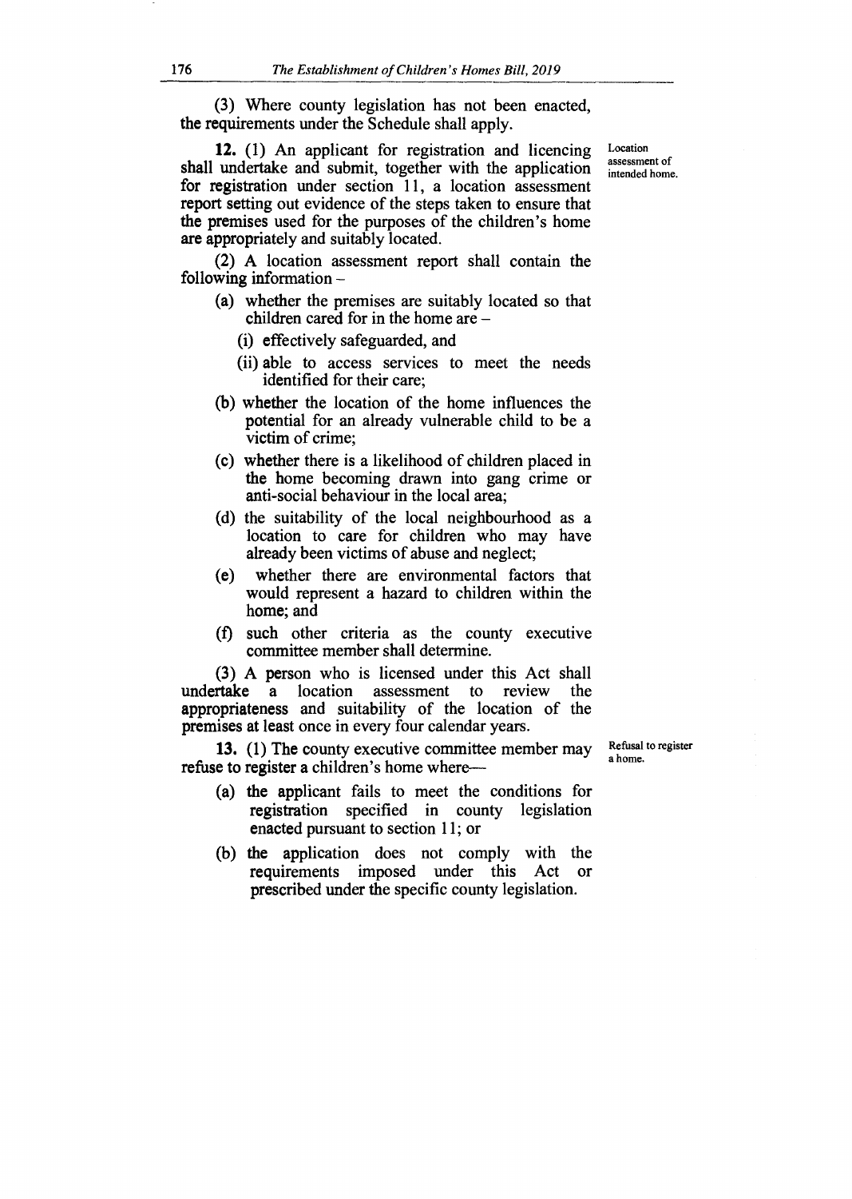(3) Where county legislation has not been enacted, the requirements under the Schedule shall apply.

**12.** (1) An applicant for registration and licencing shall undertake and submit, together with the application for registration under section 11, a location assessment report setting out evidence of the steps taken to ensure that the premises used for the purposes of the children's home are appropriately and suitably located.

*Location assessment of intended home.*

(2) A location assessment report shall contain the following information –

- (a) whether the premises are suitably located so that children cared for in the home are –
  - (i) effectively safeguarded, and
  - (ii) able to access services to meet the needs identified for their care;
- (b) whether the location of the home influences the potential for an already vulnerable child to be a victim of crime;
- (c) whether there is a likelihood of children placed in the home becoming drawn into gang crime or anti-social behaviour in the local area;
- (d) the suitability of the local neighbourhood as a location to care for children who may have already been victims of abuse and neglect;
- (e) whether there are environmental factors that would represent a hazard to children within the home; and
- (f) such other criteria as the county executive committee member shall determine.

(3) A person who is licensed under this Act shall undertake a location assessment to review the appropriateness and suitability of the location of the premises at least once in every four calendar years.

**13.** (1) The county executive committee member may refuse to register a children's home where—

*Refusal to register a home.*

- (a) the applicant fails to meet the conditions for registration specified in county legislation enacted pursuant to section 11; or
- (b) the application does not comply with the requirements imposed under this Act or prescribed under the specific county legislation.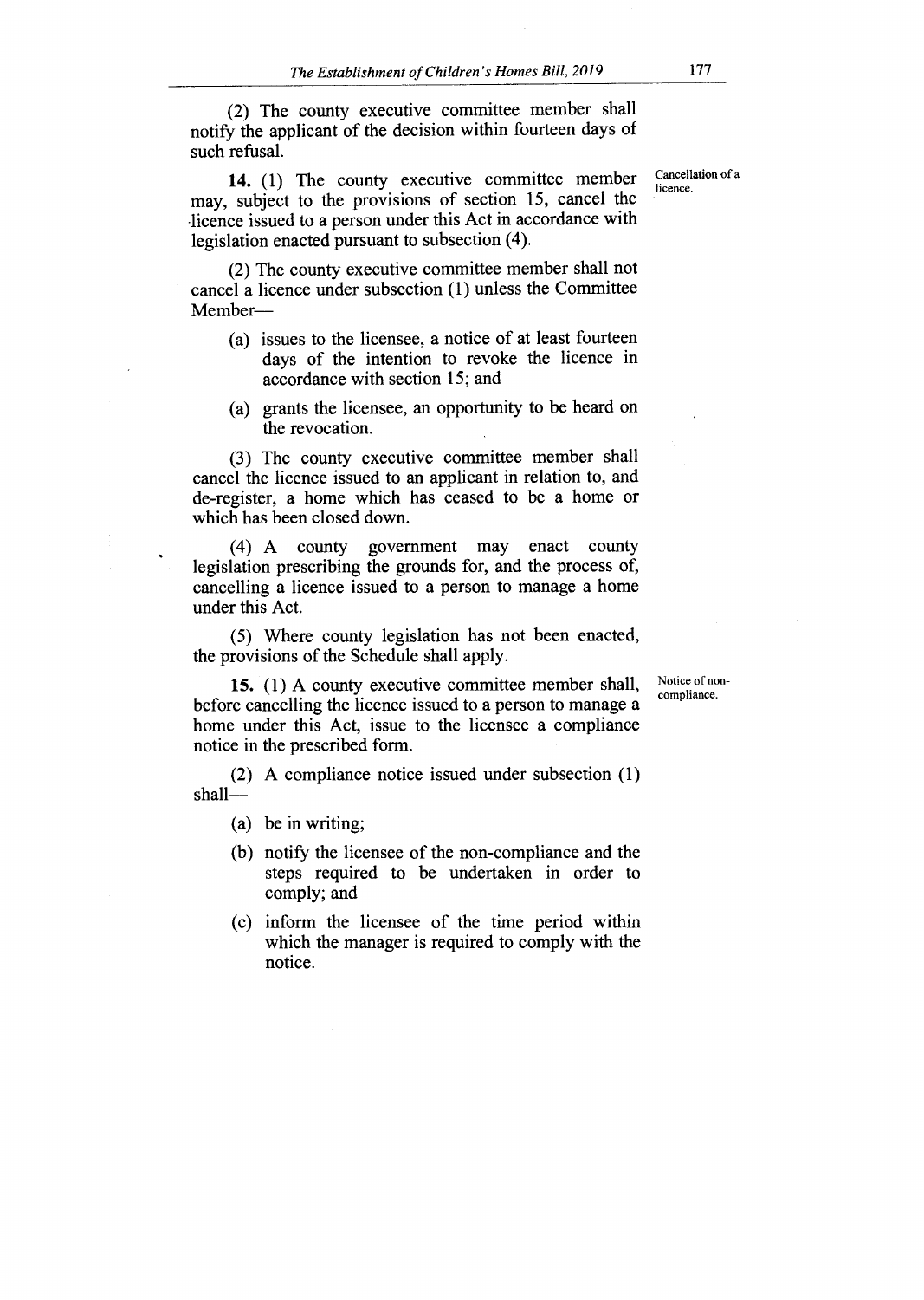(2) The county executive committee member shall notify the applicant of the decision within fourteen days of such refusal.

Cancellation of a licence.

**14.** (1) The county executive committee member may, subject to the provisions of section 15, cancel the licence issued to a person under this Act in accordance with legislation enacted pursuant to subsection (4).

(2) The county executive committee member shall not cancel a licence under subsection (1) unless the Committee Member—

(a) issues to the licensee, a notice of at least fourteen days of the intention to revoke the licence in accordance with section 15; and

(a) grants the licensee, an opportunity to be heard on the revocation.

(3) The county executive committee member shall cancel the licence issued to an applicant in relation to, and de-register, a home which has ceased to be a home or which has been closed down.

(4) A county government may enact county legislation prescribing the grounds for, and the process of, cancelling a licence issued to a person to manage a home under this Act.

(5) Where county legislation has not been enacted, the provisions of the Schedule shall apply.

Notice of non-compliance.

**15.** (1) A county executive committee member shall, before cancelling the licence issued to a person to manage a home under this Act, issue to the licensee a compliance notice in the prescribed form.

(2) A compliance notice issued under subsection (1) shall—

(a) be in writing;

(b) notify the licensee of the non-compliance and the steps required to be undertaken in order to comply; and

(c) inform the licensee of the time period within which the manager is required to comply with the notice.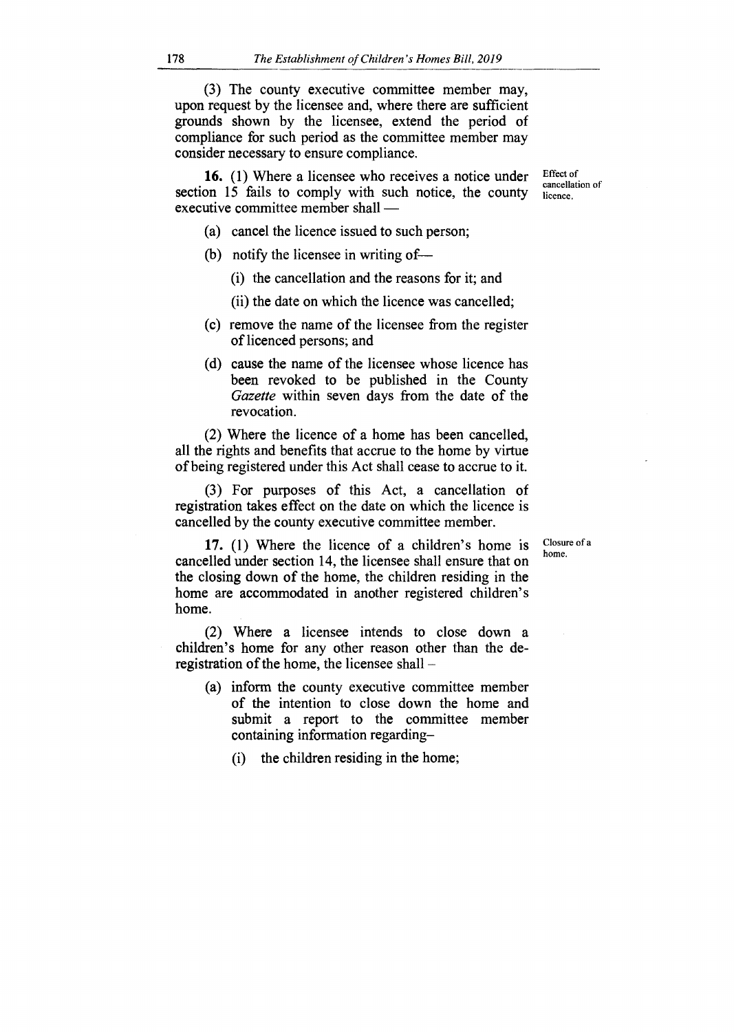(3) The county executive committee member may, upon request by the licensee and, where there are sufficient grounds shown by the licensee, extend the period of compliance for such period as the committee member may consider necessary to ensure compliance.

Effect of cancellation of licence.

**16.** (1) Where a licensee who receives a notice under section 15 fails to comply with such notice, the county executive committee member shall —

(a) cancel the licence issued to such person;

(b) notify the licensee in writing of—

(i) the cancellation and the reasons for it; and

(ii) the date on which the licence was cancelled;

(c) remove the name of the licensee from the register of licenced persons; and

(d) cause the name of the licensee whose licence has been revoked to be published in the County *Gazette* within seven days from the date of the revocation.

(2) Where the licence of a home has been cancelled, all the rights and benefits that accrue to the home by virtue of being registered under this Act shall cease to accrue to it.

(3) For purposes of this Act, a cancellation of registration takes effect on the date on which the licence is cancelled by the county executive committee member.

Closure of a home.

**17.** (1) Where the licence of a children's home is cancelled under section 14, the licensee shall ensure that on the closing down of the home, the children residing in the home are accommodated in another registered children's home.

(2) Where a licensee intends to close down a children's home for any other reason other than the de-registration of the home, the licensee shall –

(a) inform the county executive committee member of the intention to close down the home and submit a report to the committee member containing information regarding–

(i) the children residing in the home;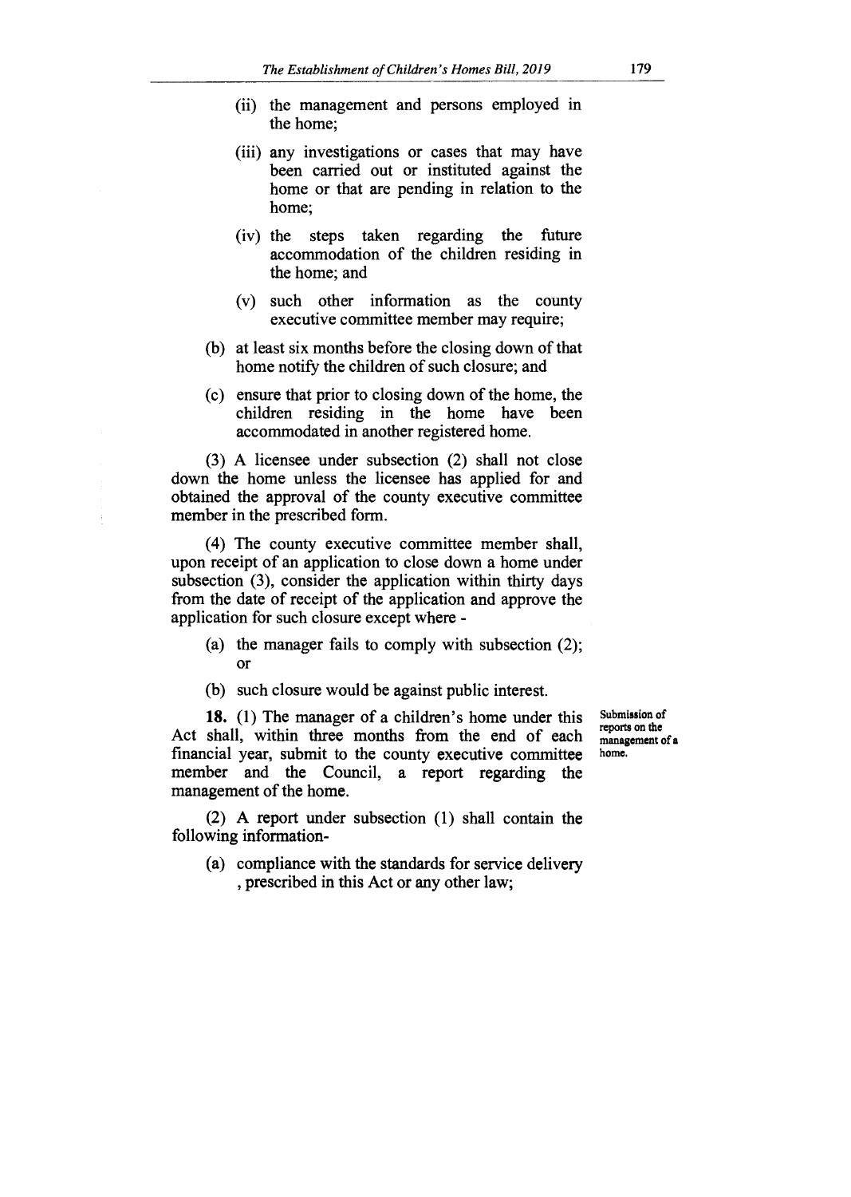(ii) the management and persons employed in the home;

(iii) any investigations or cases that may have been carried out or instituted against the home or that are pending in relation to the home;

(iv) the steps taken regarding the future accommodation of the children residing in the home; and

(v) such other information as the county executive committee member may require;

(b) at least six months before the closing down of that home notify the children of such closure; and

(c) ensure that prior to closing down of the home, the children residing in the home have been accommodated in another registered home.

(3) A licensee under subsection (2) shall not close down the home unless the licensee has applied for and obtained the approval of the county executive committee member in the prescribed form.

(4) The county executive committee member shall, upon receipt of an application to close down a home under subsection (3), consider the application within thirty days from the date of receipt of the application and approve the application for such closure except where -

(a) the manager fails to comply with subsection (2); or

(b) such closure would be against public interest.

**Submission of reports on the management of a home.**

**18.** (1) The manager of a children's home under this Act shall, within three months from the end of each financial year, submit to the county executive committee member and the Council, a report regarding the management of the home.

(2) A report under subsection (1) shall contain the following information-

(a) compliance with the standards for service delivery , prescribed in this Act or any other law;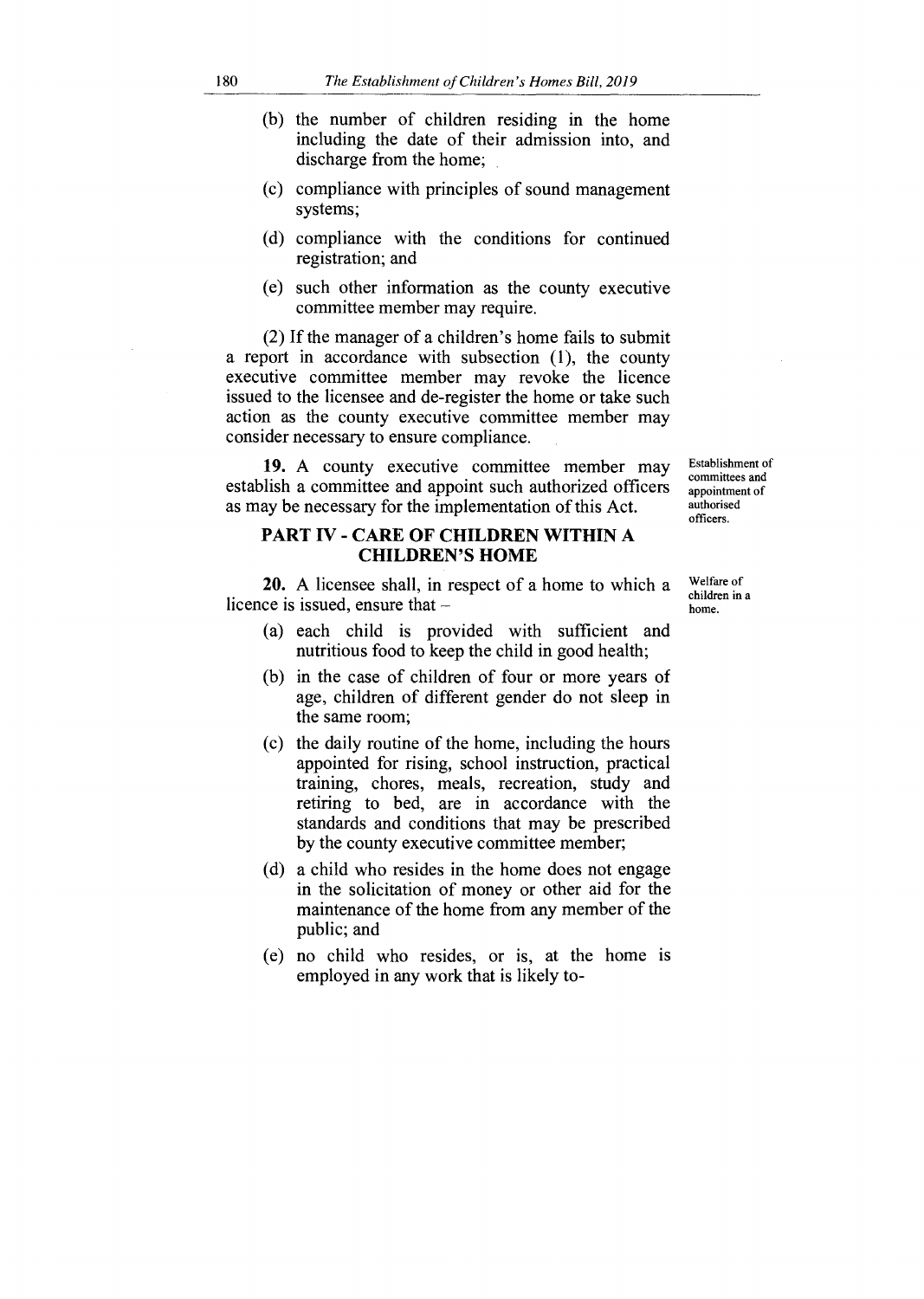(b) the number of children residing in the home including the date of their admission into, and discharge from the home;

(c) compliance with principles of sound management systems;

(d) compliance with the conditions for continued registration; and

(e) such other information as the county executive committee member may require.

(2) If the manager of a children's home fails to submit a report in accordance with subsection (1), the county executive committee member may revoke the licence issued to the licensee and de-register the home or take such action as the county executive committee member may consider necessary to ensure compliance.

Establishment of committees and appointment of authorised officers.

**19.** A county executive committee member may establish a committee and appoint such authorized officers as may be necessary for the implementation of this Act.

## PART IV - CARE OF CHILDREN WITHIN A CHILDREN'S HOME

Welfare of children in a home.

**20.** A licensee shall, in respect of a home to which a licence is issued, ensure that –

(a) each child is provided with sufficient and nutritious food to keep the child in good health;

(b) in the case of children of four or more years of age, children of different gender do not sleep in the same room;

(c) the daily routine of the home, including the hours appointed for rising, school instruction, practical training, chores, meals, recreation, study and retiring to bed, are in accordance with the standards and conditions that may be prescribed by the county executive committee member;

(d) a child who resides in the home does not engage in the solicitation of money or other aid for the maintenance of the home from any member of the public; and

(e) no child who resides, or is, at the home is employed in any work that is likely to-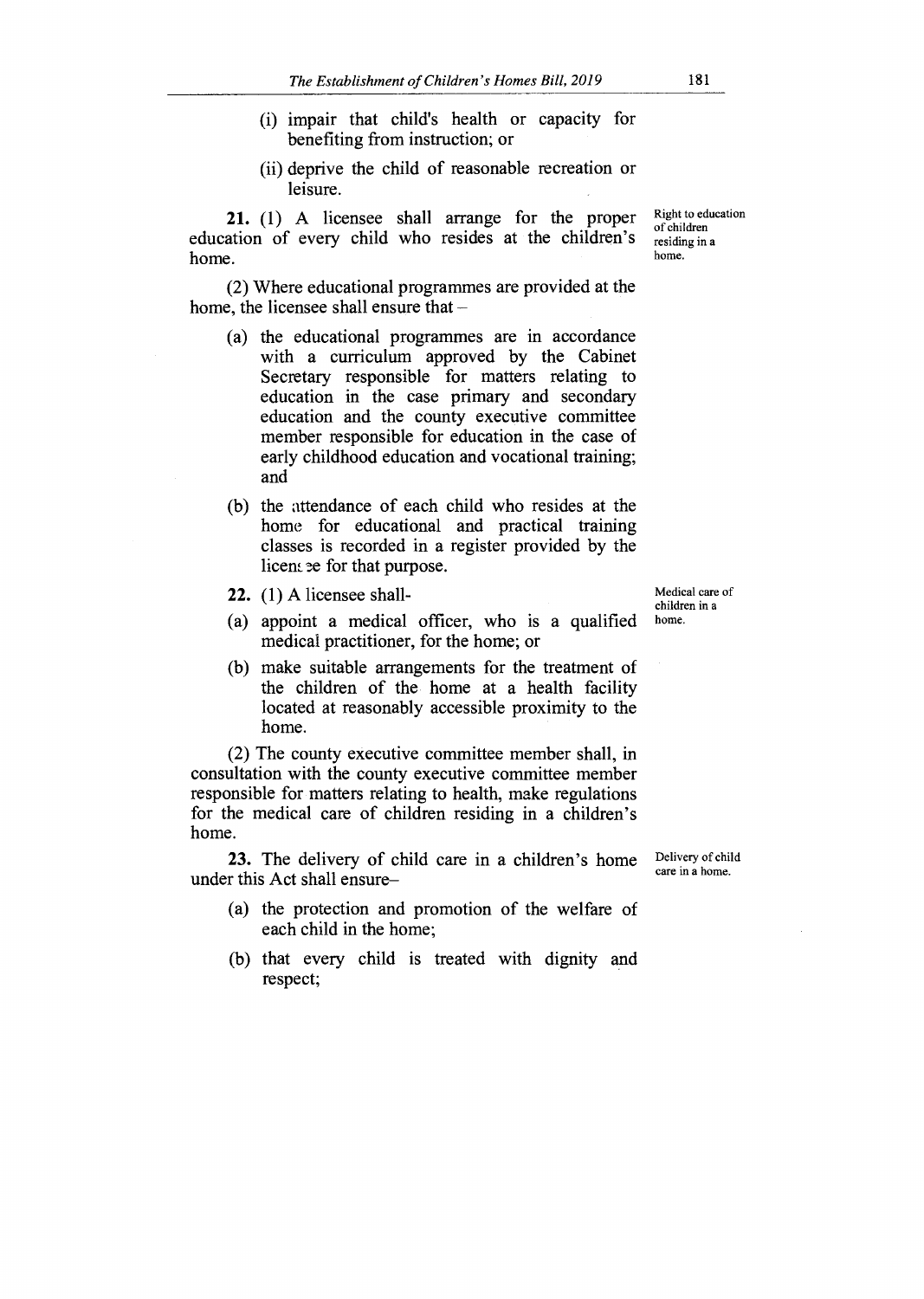(i) impair that child's health or capacity for benefiting from instruction; or

(ii) deprive the child of reasonable recreation or leisure.

Right to education of children residing in a home.

**21.** (1) A licensee shall arrange for the proper education of every child who resides at the children's home.

(2) Where educational programmes are provided at the home, the licensee shall ensure that –

(a) the educational programmes are in accordance with a curriculum approved by the Cabinet Secretary responsible for matters relating to education in the case primary and secondary education and the county executive committee member responsible for education in the case of early childhood education and vocational training; and

(b) the attendance of each child who resides at the home for educational and practical training classes is recorded in a register provided by the licensee for that purpose.

Medical care of children in a home.

**22.** (1) A licensee shall-

(a) appoint a medical officer, who is a qualified medical practitioner, for the home; or

(b) make suitable arrangements for the treatment of the children of the home at a health facility located at reasonably accessible proximity to the home.

(2) The county executive committee member shall, in consultation with the county executive committee member responsible for matters relating to health, make regulations for the medical care of children residing in a children's home.

Delivery of child care in a home.

**23.** The delivery of child care in a children's home under this Act shall ensure–

(a) the protection and promotion of the welfare of each child in the home;

(b) that every child is treated with dignity and respect;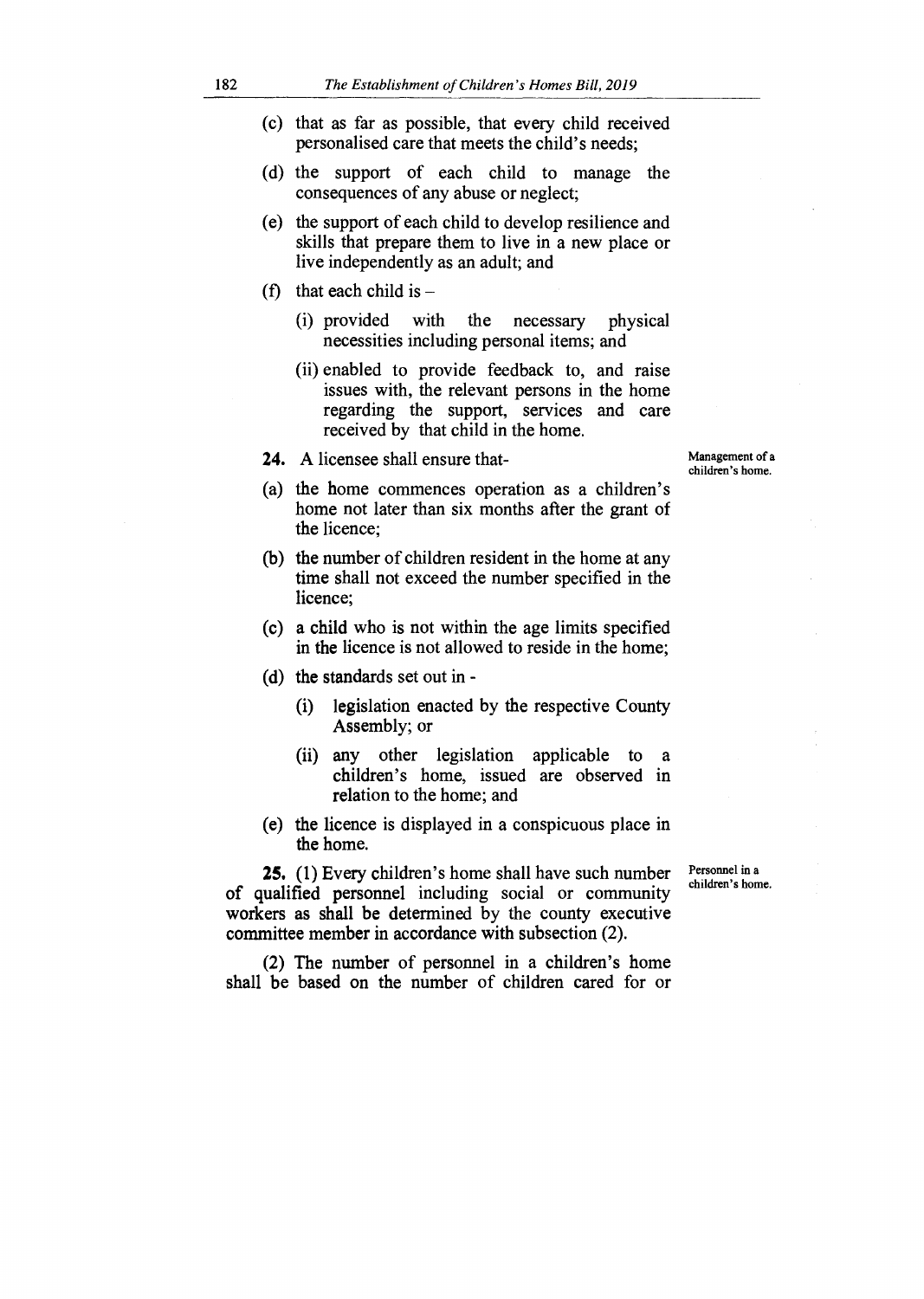(c) that as far as possible, that every child received personalised care that meets the child's needs;

(d) the support of each child to manage the consequences of any abuse or neglect;

(e) the support of each child to develop resilience and skills that prepare them to live in a new place or live independently as an adult; and

(f) that each child is –

(i) provided with the necessary physical necessities including personal items; and

(ii) enabled to provide feedback to, and raise issues with, the relevant persons in the home regarding the support, services and care received by that child in the home.

Management of a children's home.

**24.** A licensee shall ensure that-

(a) the home commences operation as a children's home not later than six months after the grant of the licence;

(b) the number of children resident in the home at any time shall not exceed the number specified in the licence;

(c) a child who is not within the age limits specified in the licence is not allowed to reside in the home;

(d) the standards set out in -

(i) legislation enacted by the respective County Assembly; or

(ii) any other legislation applicable to a children's home, issued are observed in relation to the home; and

(e) the licence is displayed in a conspicuous place in the home.

Personnel in a children's home.

**25.** (1) Every children's home shall have such number of qualified personnel including social or community workers as shall be determined by the county executive committee member in accordance with subsection (2).

(2) The number of personnel in a children's home shall be based on the number of children cared for or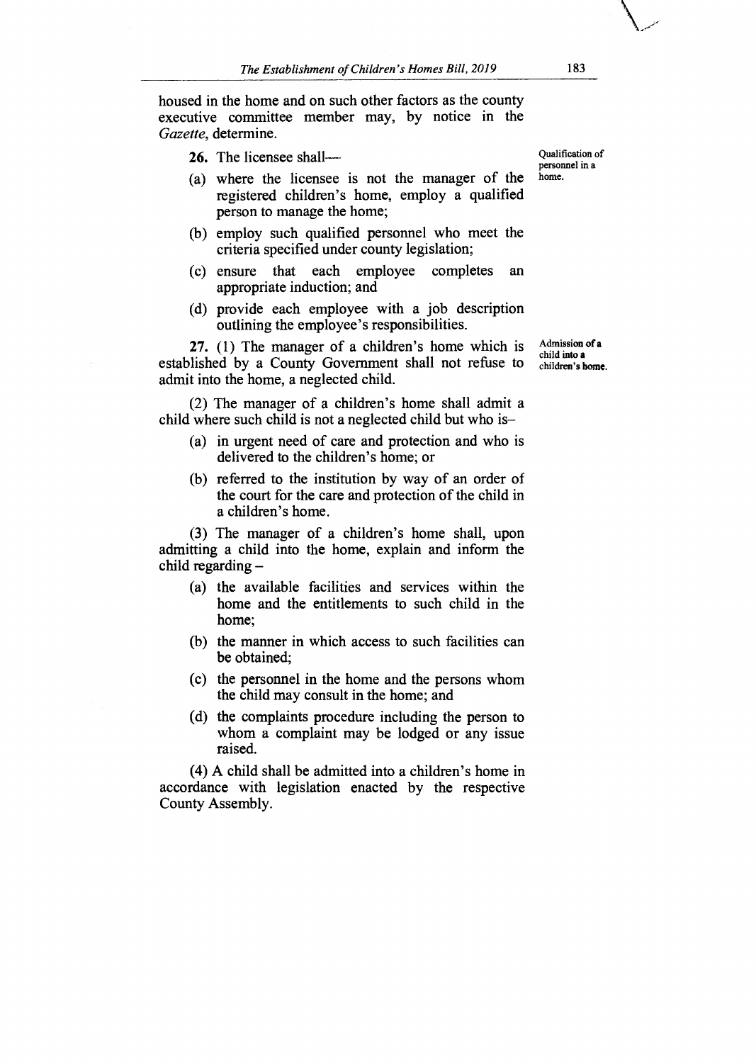housed in the home and on such other factors as the county executive committee member may, by notice in the *Gazette*, determine.

Qualification of personnel in a home.

**26.** The licensee shall—

(a) where the licensee is not the manager of the registered children's home, employ a qualified person to manage the home;

(b) employ such qualified personnel who meet the criteria specified under county legislation;

(c) ensure that each employee completes an appropriate induction; and

(d) provide each employee with a job description outlining the employee's responsibilities.

Admission of a child into a children's home.

**27.** (1) The manager of a children's home which is established by a County Government shall not refuse to admit into the home, a neglected child.

(2) The manager of a children's home shall admit a child where such child is not a neglected child but who is–

(a) in urgent need of care and protection and who is delivered to the children's home; or

(b) referred to the institution by way of an order of the court for the care and protection of the child in a children's home.

(3) The manager of a children's home shall, upon admitting a child into the home, explain and inform the child regarding –

(a) the available facilities and services within the home and the entitlements to such child in the home;

(b) the manner in which access to such facilities can be obtained;

(c) the personnel in the home and the persons whom the child may consult in the home; and

(d) the complaints procedure including the person to whom a complaint may be lodged or any issue raised.

(4) A child shall be admitted into a children's home in accordance with legislation enacted by the respective County Assembly.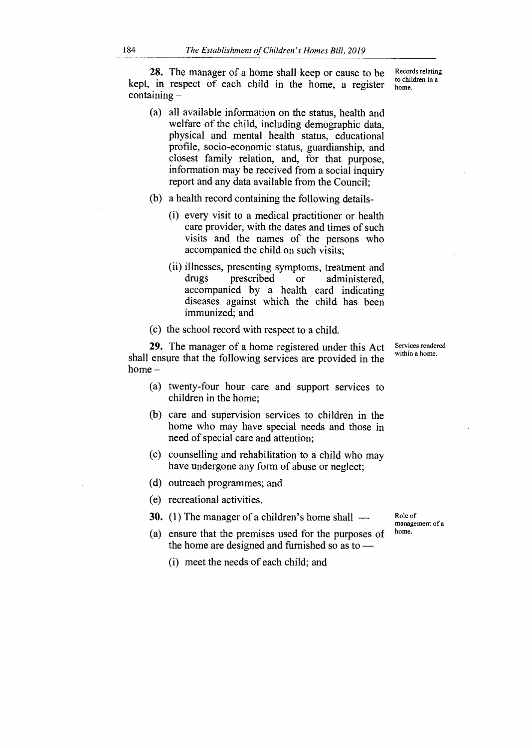**28.** The manager of a home shall keep or cause to be kept, in respect of each child in the home, a register containing –

Records relating to children in a home.

(a) all available information on the status, health and welfare of the child, including demographic data, physical and mental health status, educational profile, socio-economic status, guardianship, and closest family relation, and, for that purpose, information may be received from a social inquiry report and any data available from the Council;

(b) a health record containing the following details-

(i) every visit to a medical practitioner or health care provider, with the dates and times of such visits and the names of the persons who accompanied the child on such visits;

(ii) illnesses, presenting symptoms, treatment and drugs prescribed or administered, accompanied by a health card indicating diseases against which the child has been immunized; and

(c) the school record with respect to a child.

**29.** The manager of a home registered under this Act shall ensure that the following services are provided in the home –

Services rendered within a home.

(a) twenty-four hour care and support services to children in the home;

(b) care and supervision services to children in the home who may have special needs and those in need of special care and attention;

(c) counselling and rehabilitation to a child who may have undergone any form of abuse or neglect;

(d) outreach programmes; and

(e) recreational activities.

**30.** (1) The manager of a children's home shall —

Role of management of a home.

(a) ensure that the premises used for the purposes of the home are designed and furnished so as to —

(i) meet the needs of each child; and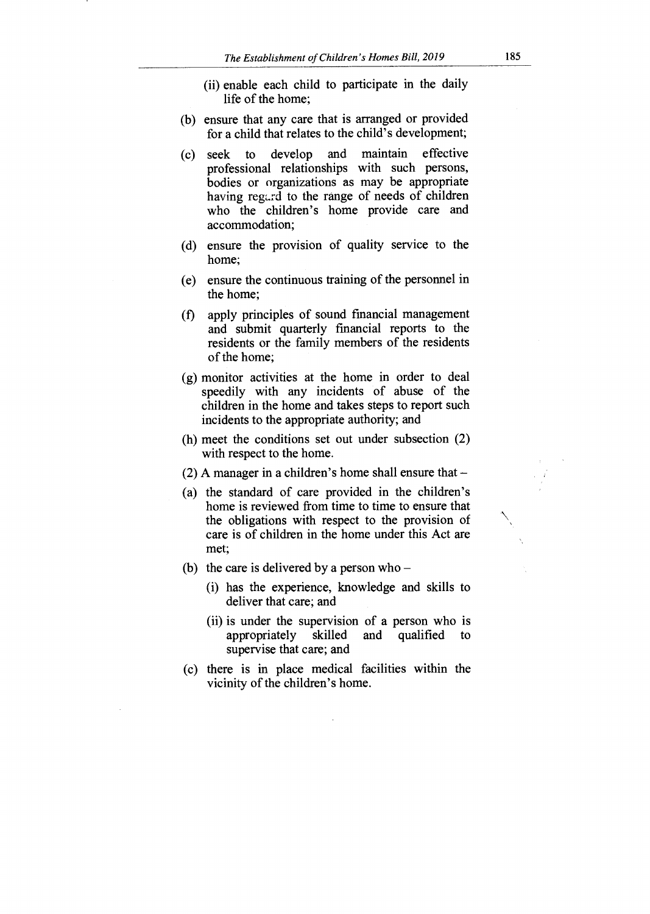(ii) enable each child to participate in the daily life of the home;

(b) ensure that any care that is arranged or provided for a child that relates to the child's development;

(c) seek to develop and maintain effective professional relationships with such persons, bodies or organizations as may be appropriate having regard to the range of needs of children who the children's home provide care and accommodation;

(d) ensure the provision of quality service to the home;

(e) ensure the continuous training of the personnel in the home;

(f) apply principles of sound financial management and submit quarterly financial reports to the residents or the family members of the residents of the home;

(g) monitor activities at the home in order to deal speedily with any incidents of abuse of the children in the home and takes steps to report such incidents to the appropriate authority; and

(h) meet the conditions set out under subsection (2) with respect to the home.

(2) A manager in a children's home shall ensure that –

(a) the standard of care provided in the children's home is reviewed from time to time to ensure that the obligations with respect to the provision of care is of children in the home under this Act are met;

(b) the care is delivered by a person who –

(i) has the experience, knowledge and skills to deliver that care; and

(ii) is under the supervision of a person who is appropriately skilled and qualified to supervise that care; and

(c) there is in place medical facilities within the vicinity of the children's home.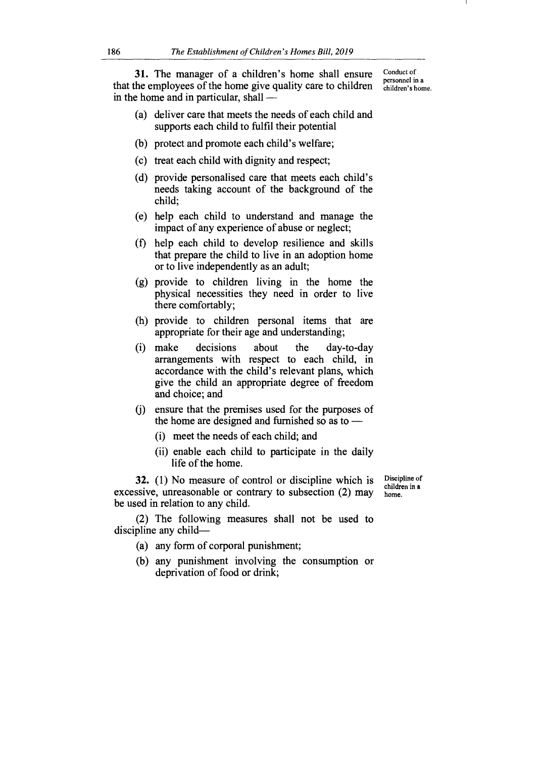**31.** The manager of a children's home shall ensure that the employees of the home give quality care to children in the home and in particular, shall —

Conduct of personnel in a children's home.

(a) deliver care that meets the needs of each child and supports each child to fulfil their potential

(b) protect and promote each child's welfare;

(c) treat each child with dignity and respect;

(d) provide personalised care that meets each child's needs taking account of the background of the child;

(e) help each child to understand and manage the impact of any experience of abuse or neglect;

(f) help each child to develop resilience and skills that prepare the child to live in an adoption home or to live independently as an adult;

(g) provide to children living in the home the physical necessities they need in order to live there comfortably;

(h) provide to children personal items that are appropriate for their age and understanding;

(i) make decisions about the day-to-day arrangements with respect to each child, in accordance with the child's relevant plans, which give the child an appropriate degree of freedom and choice; and

(j) ensure that the premises used for the purposes of the home are designed and furnished so as to —

(i) meet the needs of each child; and

(ii) enable each child to participate in the daily life of the home.

**32.** (1) No measure of control or discipline which is excessive, unreasonable or contrary to subsection (2) may be used in relation to any child.

Discipline of children in a home.

(2) The following measures shall not be used to discipline any child—

(a) any form of corporal punishment;

(b) any punishment involving the consumption or deprivation of food or drink;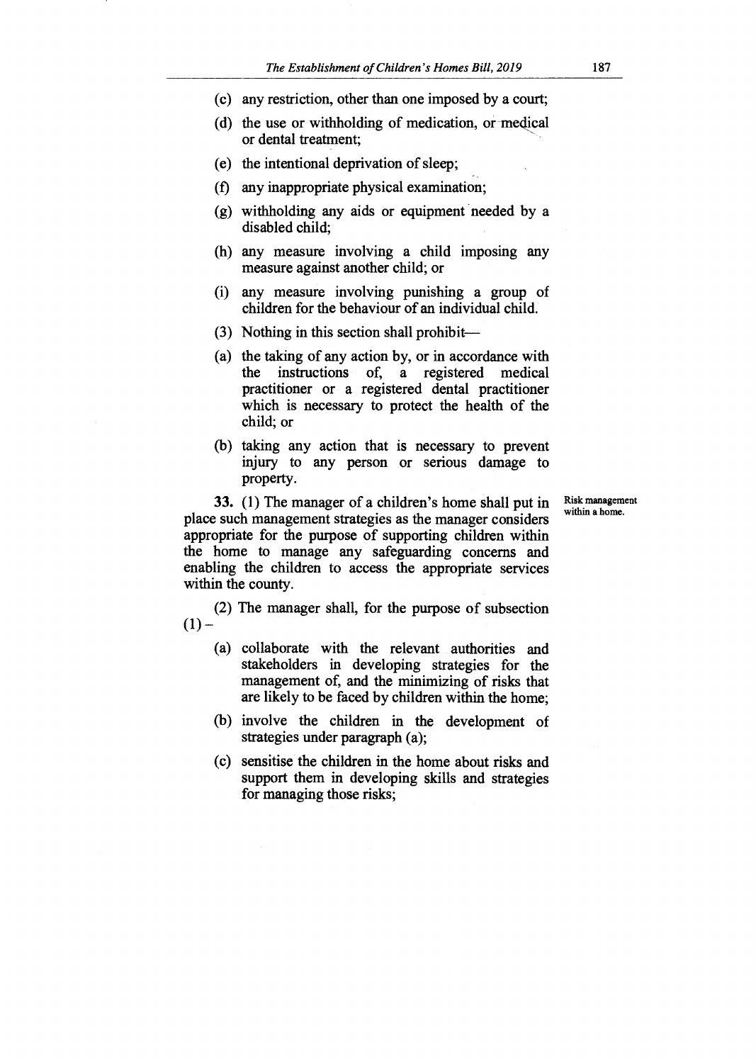(c) any restriction, other than one imposed by a court;

(d) the use or withholding of medication, or medical or dental treatment;

(e) the intentional deprivation of sleep;

(f) any inappropriate physical examination;

(g) withholding any aids or equipment needed by a disabled child;

(h) any measure involving a child imposing any measure against another child; or

(i) any measure involving punishing a group of children for the behaviour of an individual child.

(3) Nothing in this section shall prohibit—

(a) the taking of any action by, or in accordance with the instructions of, a registered medical practitioner or a registered dental practitioner which is necessary to protect the health of the child; or

(b) taking any action that is necessary to prevent injury to any person or serious damage to property.

Risk management within a home.

**33.** (1) The manager of a children's home shall put in place such management strategies as the manager considers appropriate for the purpose of supporting children within the home to manage any safeguarding concerns and enabling the children to access the appropriate services within the county.

(2) The manager shall, for the purpose of subsection (1) –

(a) collaborate with the relevant authorities and stakeholders in developing strategies for the management of, and the minimizing of risks that are likely to be faced by children within the home;

(b) involve the children in the development of strategies under paragraph (a);

(c) sensitise the children in the home about risks and support them in developing skills and strategies for managing those risks;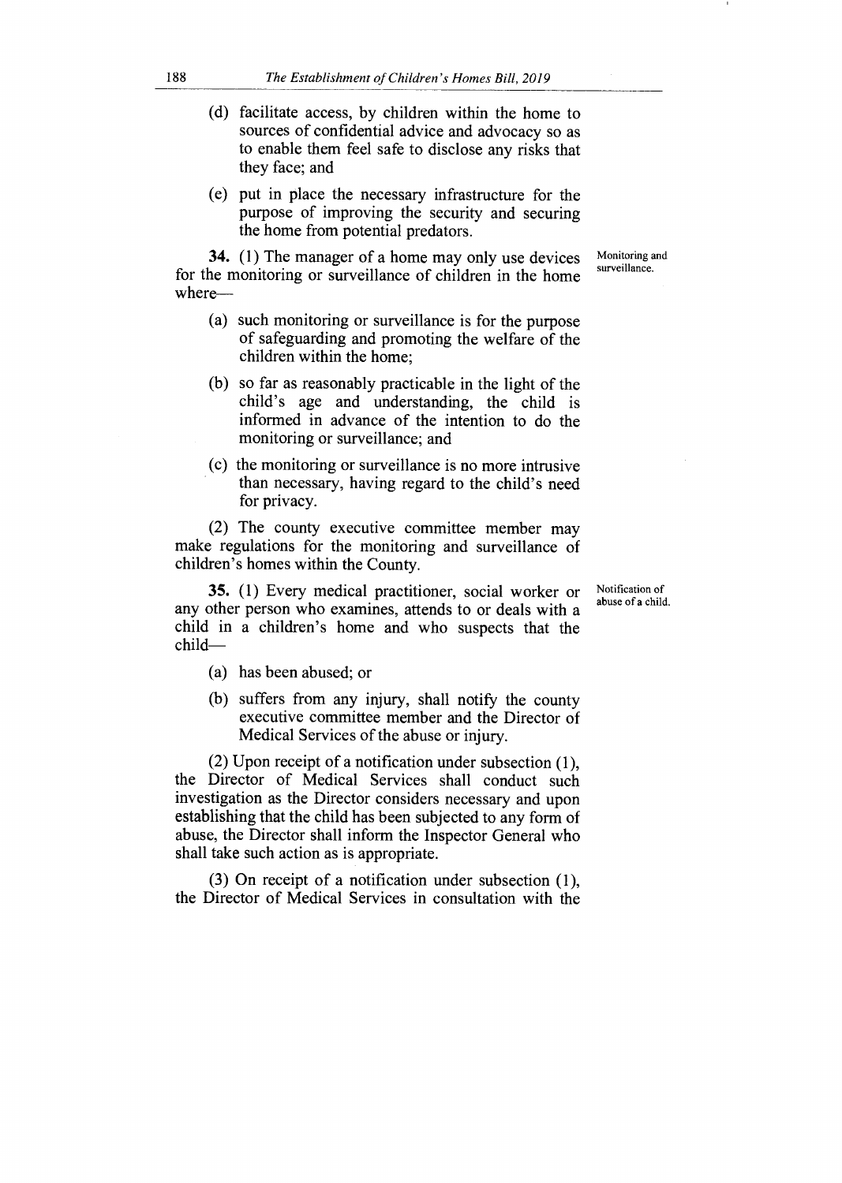(d) facilitate access, by children within the home to sources of confidential advice and advocacy so as to enable them feel safe to disclose any risks that they face; and

(e) put in place the necessary infrastructure for the purpose of improving the security and securing the home from potential predators.

**Monitoring and surveillance.**

**34.** (1) The manager of a home may only use devices for the monitoring or surveillance of children in the home where—

(a) such monitoring or surveillance is for the purpose of safeguarding and promoting the welfare of the children within the home;

(b) so far as reasonably practicable in the light of the child's age and understanding, the child is informed in advance of the intention to do the monitoring or surveillance; and

(c) the monitoring or surveillance is no more intrusive than necessary, having regard to the child's need for privacy.

(2) The county executive committee member may make regulations for the monitoring and surveillance of children's homes within the County.

**Notification of abuse of a child.**

**35.** (1) Every medical practitioner, social worker or any other person who examines, attends to or deals with a child in a children's home and who suspects that the child—

(a) has been abused; or

(b) suffers from any injury, shall notify the county executive committee member and the Director of Medical Services of the abuse or injury.

(2) Upon receipt of a notification under subsection (1), the Director of Medical Services shall conduct such investigation as the Director considers necessary and upon establishing that the child has been subjected to any form of abuse, the Director shall inform the Inspector General who shall take such action as is appropriate.

(3) On receipt of a notification under subsection (1), the Director of Medical Services in consultation with the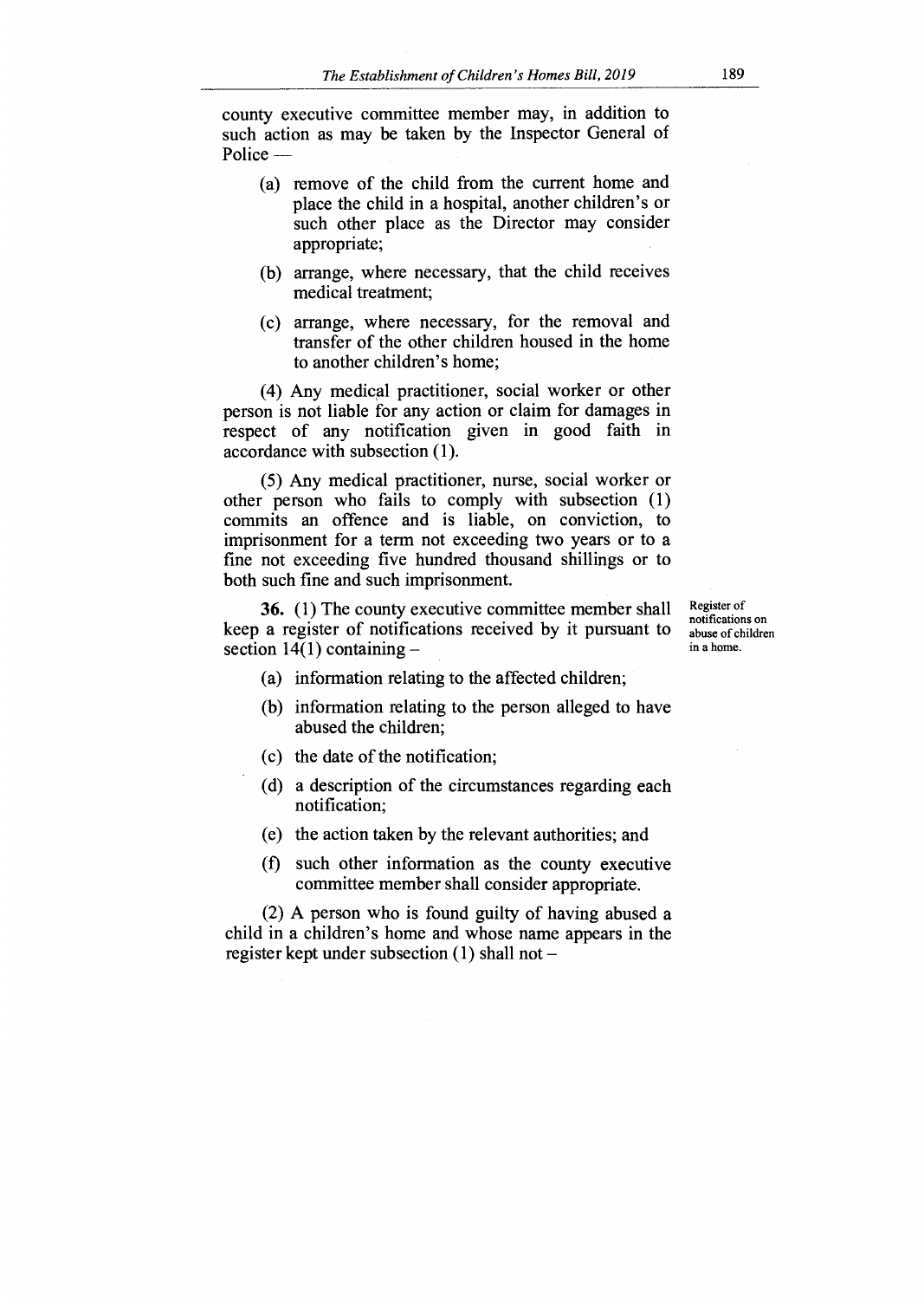county executive committee member may, in addition to such action as may be taken by the Inspector General of Police —

(a) remove of the child from the current home and place the child in a hospital, another children's or such other place as the Director may consider appropriate;

(b) arrange, where necessary, that the child receives medical treatment;

(c) arrange, where necessary, for the removal and transfer of the other children housed in the home to another children's home;

(4) Any medical practitioner, social worker or other person is not liable for any action or claim for damages in respect of any notification given in good faith in accordance with subsection (1).

(5) Any medical practitioner, nurse, social worker or other person who fails to comply with subsection (1) commits an offence and is liable, on conviction, to imprisonment for a term not exceeding two years or to a fine not exceeding five hundred thousand shillings or to both such fine and such imprisonment.

Register of notifications on abuse of children in a home.

**36.** (1) The county executive committee member shall keep a register of notifications received by it pursuant to section 14(1) containing –

(a) information relating to the affected children;

(b) information relating to the person alleged to have abused the children;

(c) the date of the notification;

(d) a description of the circumstances regarding each notification;

(e) the action taken by the relevant authorities; and

(f) such other information as the county executive committee member shall consider appropriate.

(2) A person who is found guilty of having abused a child in a children's home and whose name appears in the register kept under subsection (1) shall not –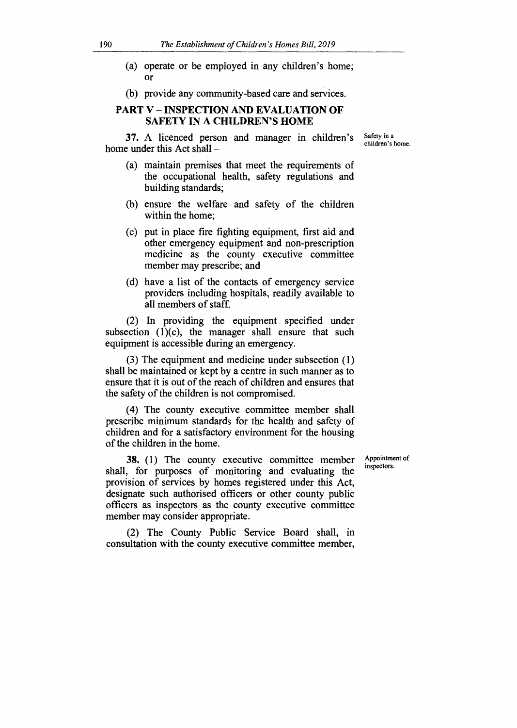(a) operate or be employed in any children's home; or

(b) provide any community-based care and services.

## PART V – INSPECTION AND EVALUATION OF SAFETY IN A CHILDREN'S HOME

Safety in a children's home.

**37.** A licenced person and manager in children's home under this Act shall –

(a) maintain premises that meet the requirements of the occupational health, safety regulations and building standards;

(b) ensure the welfare and safety of the children within the home;

(c) put in place fire fighting equipment, first aid and other emergency equipment and non-prescription medicine as the county executive committee member may prescribe; and

(d) have a list of the contacts of emergency service providers including hospitals, readily available to all members of staff.

(2) In providing the equipment specified under subsection (1)(c), the manager shall ensure that such equipment is accessible during an emergency.

(3) The equipment and medicine under subsection (1) shall be maintained or kept by a centre in such manner as to ensure that it is out of the reach of children and ensures that the safety of the children is not compromised.

(4) The county executive committee member shall prescribe minimum standards for the health and safety of children and for a satisfactory environment for the housing of the children in the home.

Appointment of inspectors.

**38.** (1) The county executive committee member shall, for purposes of monitoring and evaluating the provision of services by homes registered under this Act, designate such authorised officers or other county public officers as inspectors as the county executive committee member may consider appropriate.

(2) The County Public Service Board shall, in consultation with the county executive committee member,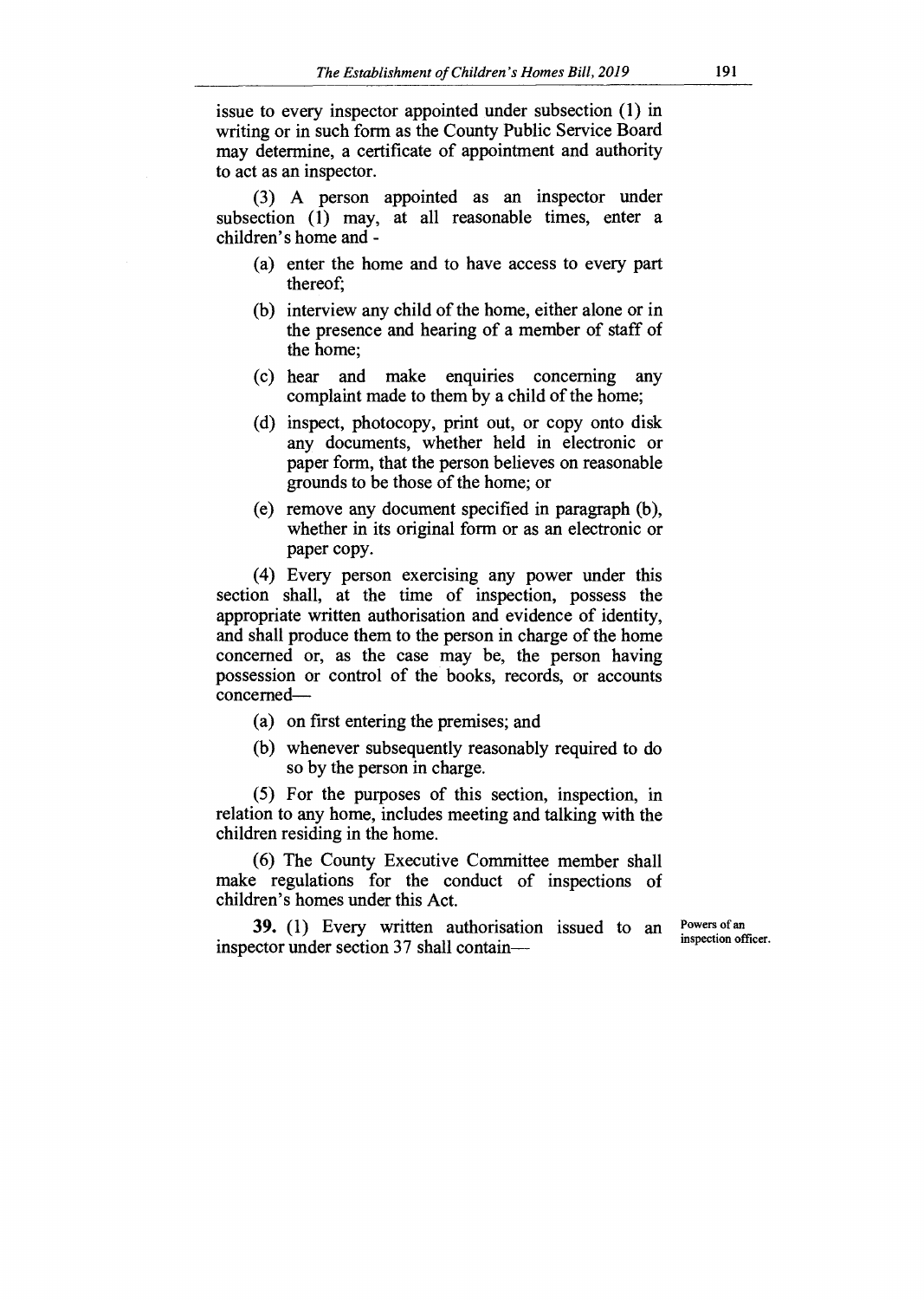issue to every inspector appointed under subsection (1) in writing or in such form as the County Public Service Board may determine, a certificate of appointment and authority to act as an inspector.

(3) A person appointed as an inspector under subsection (1) may, at all reasonable times, enter a children's home and -

(a) enter the home and to have access to every part thereof;

(b) interview any child of the home, either alone or in the presence and hearing of a member of staff of the home;

(c) hear and make enquiries concerning any complaint made to them by a child of the home;

(d) inspect, photocopy, print out, or copy onto disk any documents, whether held in electronic or paper form, that the person believes on reasonable grounds to be those of the home; or

(e) remove any document specified in paragraph (b), whether in its original form or as an electronic or paper copy.

(4) Every person exercising any power under this section shall, at the time of inspection, possess the appropriate written authorisation and evidence of identity, and shall produce them to the person in charge of the home concerned or, as the case may be, the person having possession or control of the books, records, or accounts concerned—

(a) on first entering the premises; and

(b) whenever subsequently reasonably required to do so by the person in charge.

(5) For the purposes of this section, inspection, in relation to any home, includes meeting and talking with the children residing in the home.

(6) The County Executive Committee member shall make regulations for the conduct of inspections of children's homes under this Act.

Powers of an inspection officer.

**39.** (1) Every written authorisation issued to an inspector under section 37 shall contain—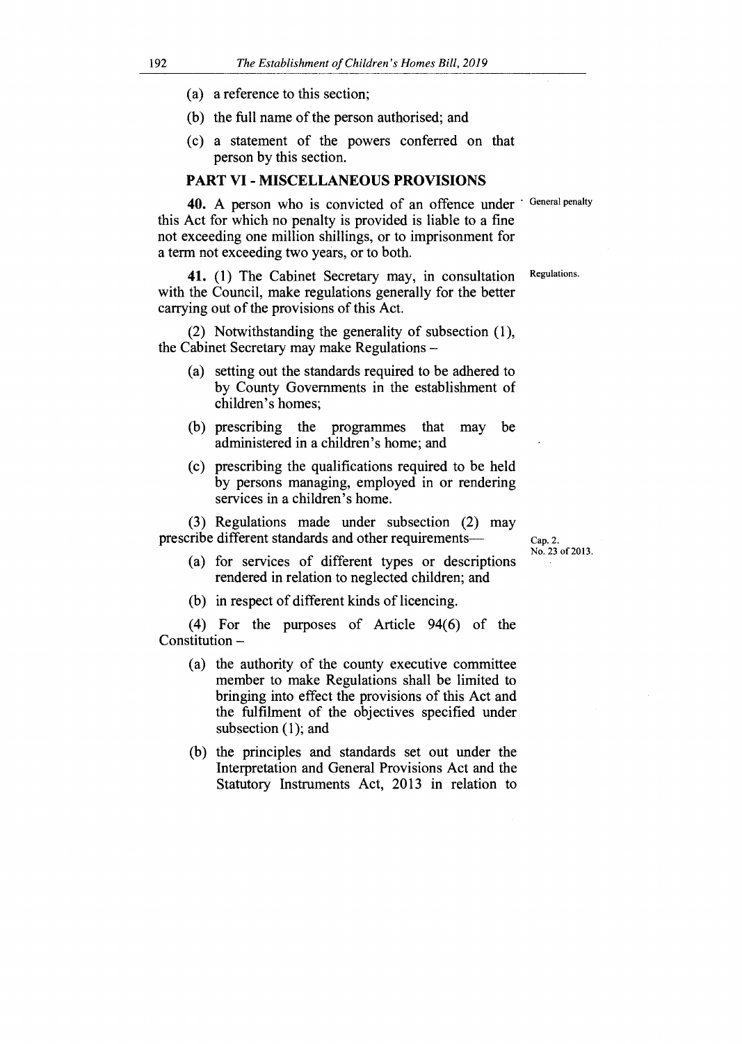(a) a reference to this section;

(b) the full name of the person authorised; and

(c) a statement of the powers conferred on that person by this section.

## PART VI - MISCELLANEOUS PROVISIONS

General penalty

**40.** A person who is convicted of an offence under this Act for which no penalty is provided is liable to a fine not exceeding one million shillings, or to imprisonment for a term not exceeding two years, or to both.

Regulations.

**41.** (1) The Cabinet Secretary may, in consultation with the Council, make regulations generally for the better carrying out of the provisions of this Act.

(2) Notwithstanding the generality of subsection (1), the Cabinet Secretary may make Regulations –

(a) setting out the standards required to be adhered to by County Governments in the establishment of children's homes;

(b) prescribing the programmes that may be administered in a children's home; and

(c) prescribing the qualifications required to be held by persons managing, employed in or rendering services in a children's home.

(3) Regulations made under subsection (2) may prescribe different standards and other requirements—

(a) for services of different types or descriptions rendered in relation to neglected children; and

(b) in respect of different kinds of licencing.

Cap. 2.
No. 23 of 2013.

(4) For the purposes of Article 94(6) of the Constitution –

(a) the authority of the county executive committee member to make Regulations shall be limited to bringing into effect the provisions of this Act and the fulfilment of the objectives specified under subsection (1); and

(b) the principles and standards set out under the Interpretation and General Provisions Act and the Statutory Instruments Act, 2013 in relation to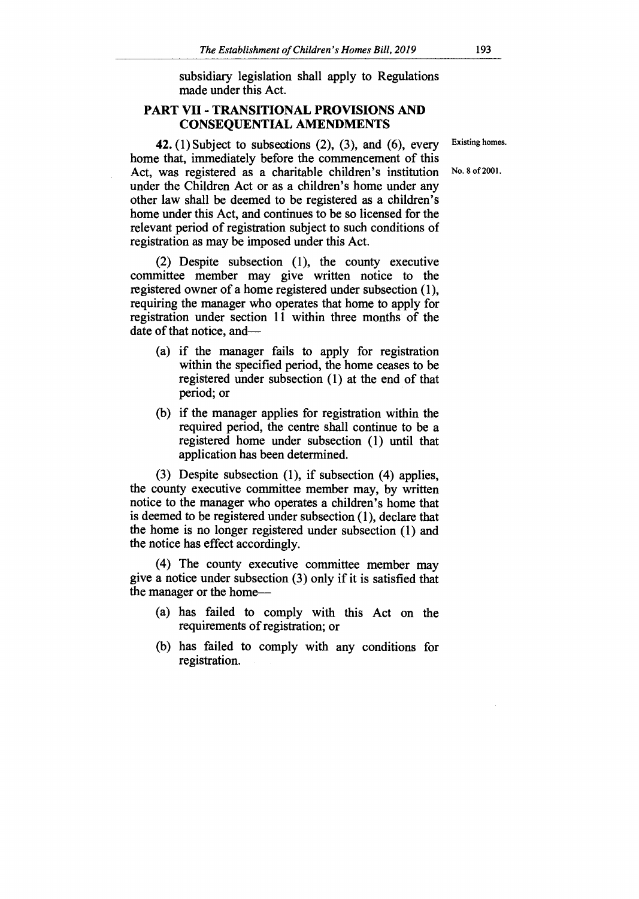subsidiary legislation shall apply to Regulations made under this Act.

## PART VII - TRANSITIONAL PROVISIONS AND CONSEQUENTIAL AMENDMENTS

Existing homes.

No. 8 of 2001.

**42.** (1) Subject to subsections (2), (3), and (6), every home that, immediately before the commencement of this Act, was registered as a charitable children's institution under the Children Act or as a children's home under any other law shall be deemed to be registered as a children's home under this Act, and continues to be so licensed for the relevant period of registration subject to such conditions of registration as may be imposed under this Act.

(2) Despite subsection (1), the county executive committee member may give written notice to the registered owner of a home registered under subsection (1), requiring the manager who operates that home to apply for registration under section 11 within three months of the date of that notice, and—

- (a) if the manager fails to apply for registration within the specified period, the home ceases to be registered under subsection (1) at the end of that period; or
- (b) if the manager applies for registration within the required period, the centre shall continue to be a registered home under subsection (1) until that application has been determined.

(3) Despite subsection (1), if subsection (4) applies, the county executive committee member may, by written notice to the manager who operates a children's home that is deemed to be registered under subsection (1), declare that the home is no longer registered under subsection (1) and the notice has effect accordingly.

(4) The county executive committee member may give a notice under subsection (3) only if it is satisfied that the manager or the home—

- (a) has failed to comply with this Act on the requirements of registration; or
- (b) has failed to comply with any conditions for registration.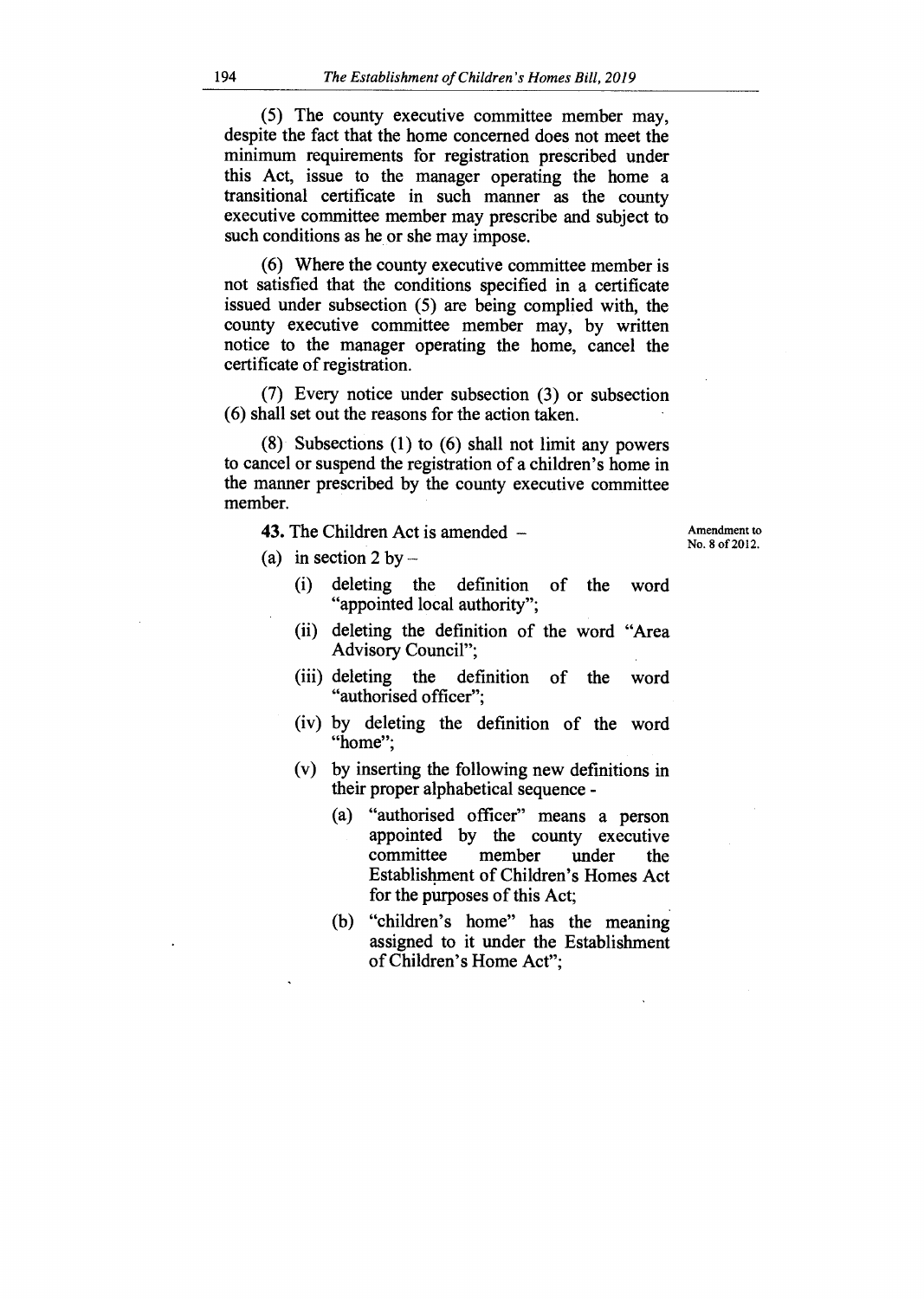(5) The county executive committee member may, despite the fact that the home concerned does not meet the minimum requirements for registration prescribed under this Act, issue to the manager operating the home a transitional certificate in such manner as the county executive committee member may prescribe and subject to such conditions as he or she may impose.

(6) Where the county executive committee member is not satisfied that the conditions specified in a certificate issued under subsection (5) are being complied with, the county executive committee member may, by written notice to the manager operating the home, cancel the certificate of registration.

(7) Every notice under subsection (3) or subsection (6) shall set out the reasons for the action taken.

(8) Subsections (1) to (6) shall not limit any powers to cancel or suspend the registration of a children's home in the manner prescribed by the county executive committee member.

Amendment to No. 8 of 2012.

**43.** The Children Act is amended –

(a) in section 2 by –

(i) deleting the definition of the word "appointed local authority";

(ii) deleting the definition of the word "Area Advisory Council";

(iii) deleting the definition of the word "authorised officer";

(iv) by deleting the definition of the word "home";

(v) by inserting the following new definitions in their proper alphabetical sequence -

(a) "authorised officer" means a person appointed by the county executive committee member under the Establishment of Children's Homes Act for the purposes of this Act;

(b) "children's home" has the meaning assigned to it under the Establishment of Children's Home Act";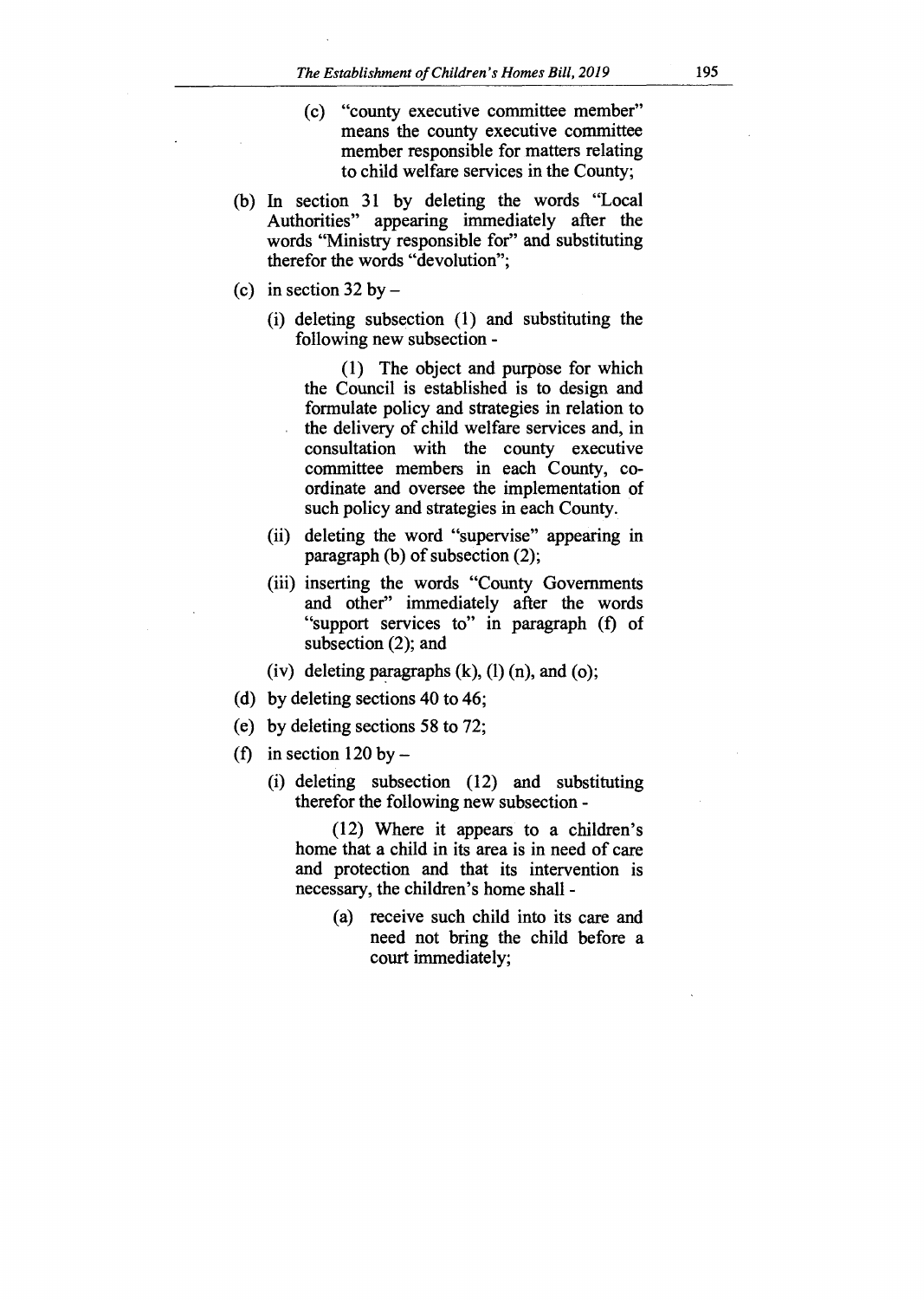(c) "county executive committee member" means the county executive committee member responsible for matters relating to child welfare services in the County;

(b) In section 31 by deleting the words "Local Authorities" appearing immediately after the words "Ministry responsible for" and substituting therefor the words "devolution";

(c) in section 32 by –

(i) deleting subsection (1) and substituting the following new subsection -

(1) The object and purpose for which the Council is established is to design and formulate policy and strategies in relation to the delivery of child welfare services and, in consultation with the county executive committee members in each County, co-ordinate and oversee the implementation of such policy and strategies in each County.

(ii) deleting the word "supervise" appearing in paragraph (b) of subsection (2);

(iii) inserting the words "County Governments and other" immediately after the words "support services to" in paragraph (f) of subsection (2); and

(iv) deleting paragraphs (k), (l) (n), and (o);

(d) by deleting sections 40 to 46;

(e) by deleting sections 58 to 72;

(f) in section 120 by –

(i) deleting subsection (12) and substituting therefor the following new subsection -

(12) Where it appears to a children's home that a child in its area is in need of care and protection and that its intervention is necessary, the children's home shall -

(a) receive such child into its care and need not bring the child before a court immediately;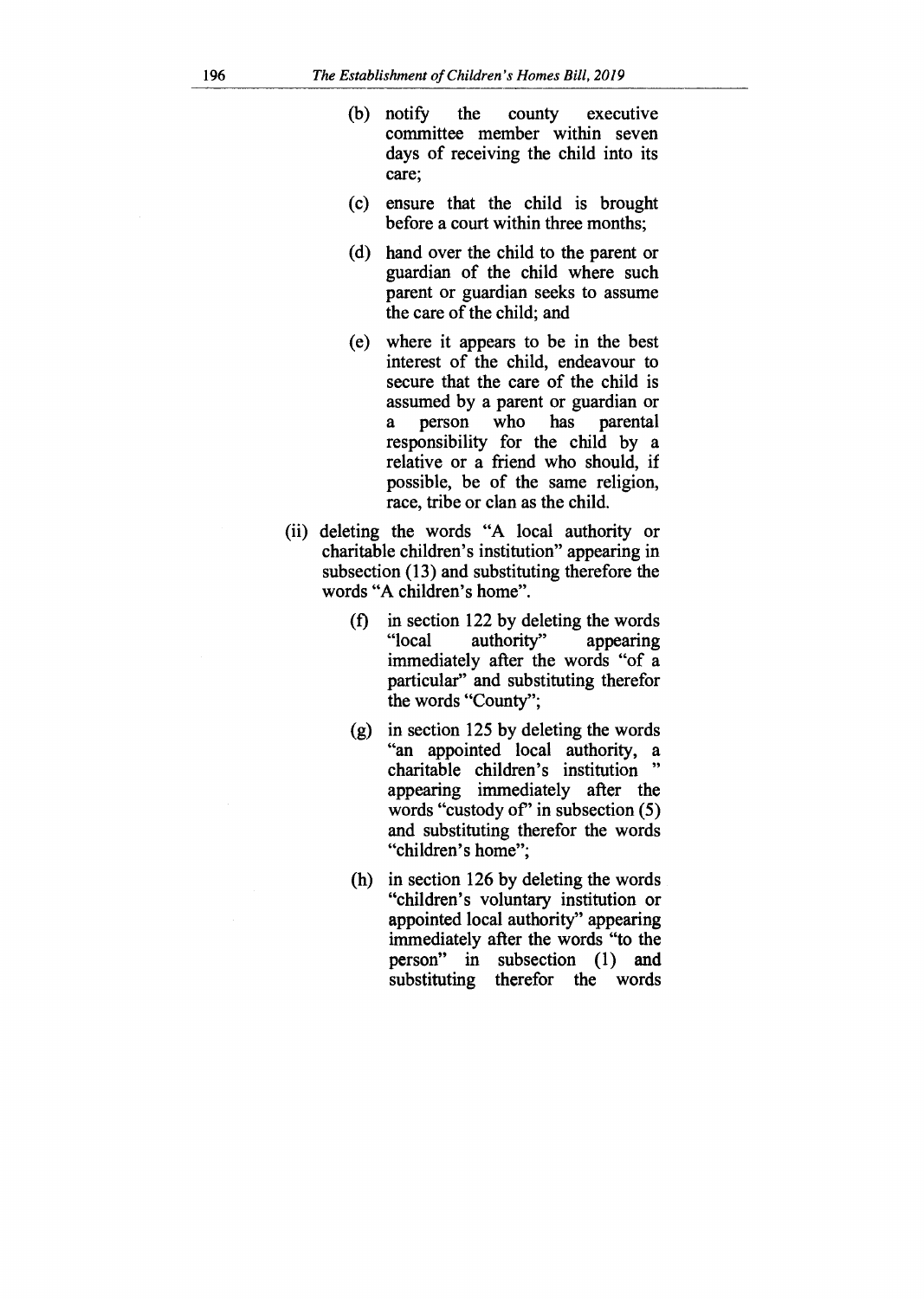(b) notify the county executive committee member within seven days of receiving the child into its care;

(c) ensure that the child is brought before a court within three months;

(d) hand over the child to the parent or guardian of the child where such parent or guardian seeks to assume the care of the child; and

(e) where it appears to be in the best interest of the child, endeavour to secure that the care of the child is assumed by a parent or guardian or a person who has parental responsibility for the child by a relative or a friend who should, if possible, be of the same religion, race, tribe or clan as the child.

(ii) deleting the words "A local authority or charitable children's institution" appearing in subsection (13) and substituting therefore the words "A children's home".

(f) in section 122 by deleting the words "local authority" appearing immediately after the words "of a particular" and substituting therefor the words "County";

(g) in section 125 by deleting the words "an appointed local authority, a charitable children's institution " appearing immediately after the words "custody of" in subsection (5) and substituting therefor the words "children's home";

(h) in section 126 by deleting the words "children's voluntary institution or appointed local authority" appearing immediately after the words "to the person" in subsection (1) and substituting therefor the words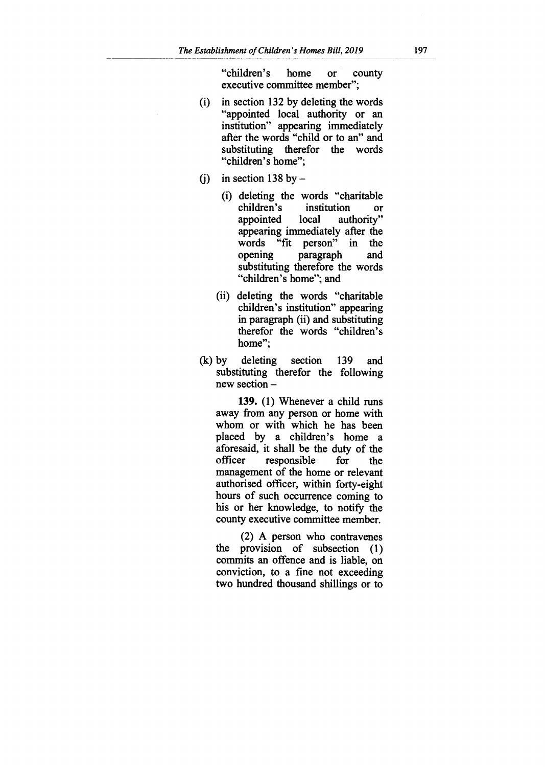"children's home or county executive committee member";

(i) in section 132 by deleting the words "appointed local authority or an institution" appearing immediately after the words "child or to an" and substituting therefor the words "children's home";

(j) in section 138 by –

  (i) deleting the words "charitable children's institution or appointed local authority" appearing immediately after the words "fit person" in the opening paragraph and substituting therefore the words "children's home"; and

  (ii) deleting the words "charitable children's institution" appearing in paragraph (ii) and substituting therefor the words "children's home";

(k) by deleting section 139 and substituting therefor the following new section –

> **139.** (1) Whenever a child runs away from any person or home with whom or with which he has been placed by a children's home a aforesaid, it shall be the duty of the officer responsible for the management of the home or relevant authorised officer, within forty-eight hours of such occurrence coming to his or her knowledge, to notify the county executive committee member.
>
> (2) A person who contravenes the provision of subsection (1) commits an offence and is liable, on conviction, to a fine not exceeding two hundred thousand shillings or to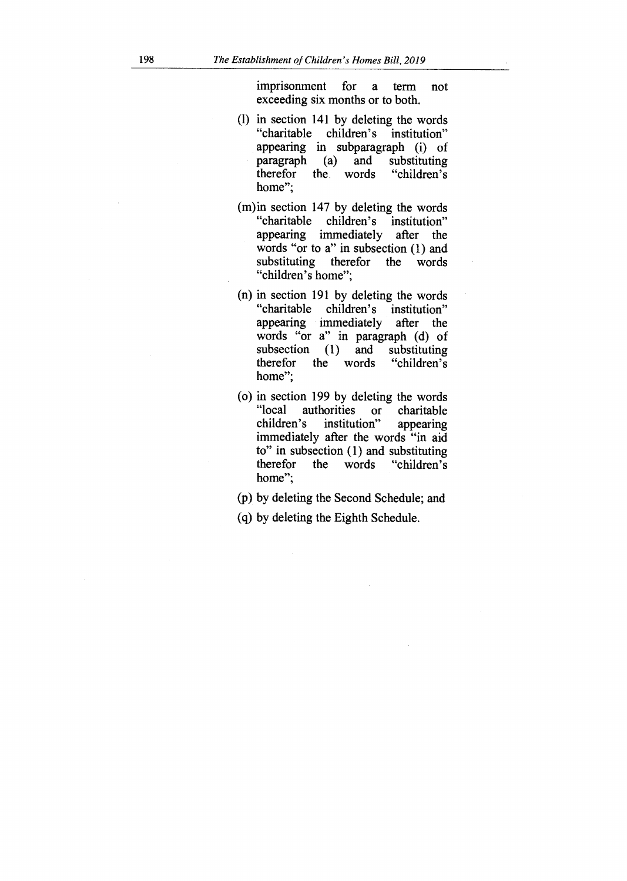imprisonment for a term not exceeding six months or to both.

(l) in section 141 by deleting the words "charitable children's institution" appearing in subparagraph (i) of paragraph (a) and substituting therefor the words "children's home";

(m) in section 147 by deleting the words "charitable children's institution" appearing immediately after the words "or to a" in subsection (1) and substituting therefor the words "children's home";

(n) in section 191 by deleting the words "charitable children's institution" appearing immediately after the words "or a" in paragraph (d) of subsection (1) and substituting therefor the words "children's home";

(o) in section 199 by deleting the words "local authorities or charitable children's institution" appearing immediately after the words "in aid to" in subsection (1) and substituting therefor the words "children's home";

(p) by deleting the Second Schedule; and

(q) by deleting the Eighth Schedule.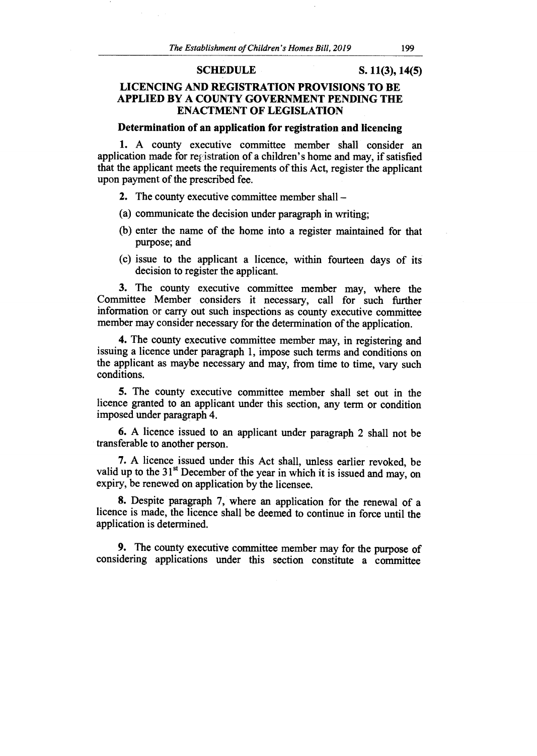## SCHEDULE

S. 11(3), 14(5)

## LICENCING AND REGISTRATION PROVISIONS TO BE APPLIED BY A COUNTY GOVERNMENT PENDING THE ENACTMENT OF LEGISLATION

### Determination of an application for registration and licencing

**1.** A county executive committee member shall consider an application made for registration of a children's home and may, if satisfied that the applicant meets the requirements of this Act, register the applicant upon payment of the prescribed fee.

**2.** The county executive committee member shall –

(a) communicate the decision under paragraph in writing;

(b) enter the name of the home into a register maintained for that purpose; and

(c) issue to the applicant a licence, within fourteen days of its decision to register the applicant.

**3.** The county executive committee member may, where the Committee Member considers it necessary, call for such further information or carry out such inspections as county executive committee member may consider necessary for the determination of the application.

**4.** The county executive committee member may, in registering and issuing a licence under paragraph 1, impose such terms and conditions on the applicant as maybe necessary and may, from time to time, vary such conditions.

**5.** The county executive committee member shall set out in the licence granted to an applicant under this section, any term or condition imposed under paragraph 4.

**6.** A licence issued to an applicant under paragraph 2 shall not be transferable to another person.

**7.** A licence issued under this Act shall, unless earlier revoked, be valid up to the 31st December of the year in which it is issued and may, on expiry, be renewed on application by the licensee.

**8.** Despite paragraph 7, where an application for the renewal of a licence is made, the licence shall be deemed to continue in force until the application is determined.

**9.** The county executive committee member may for the purpose of considering applications under this section constitute a committee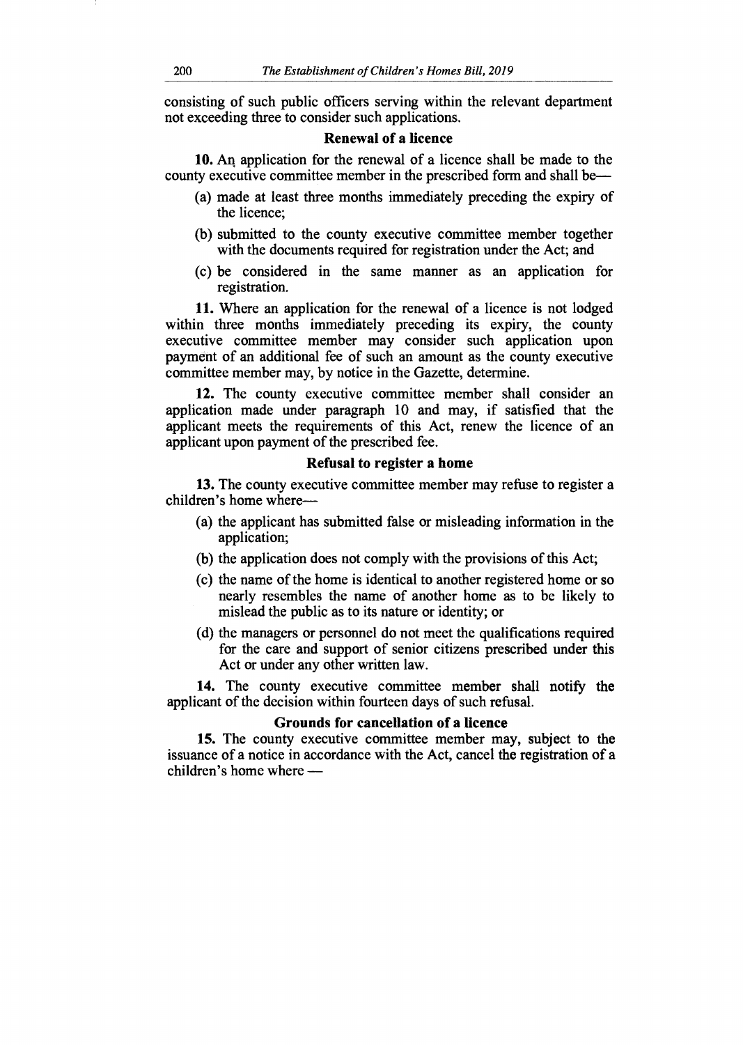consisting of such public officers serving within the relevant department not exceeding three to consider such applications.

**Renewal of a licence**

**10.** An application for the renewal of a licence shall be made to the county executive committee member in the prescribed form and shall be—

(a) made at least three months immediately preceding the expiry of the licence;

(b) submitted to the county executive committee member together with the documents required for registration under the Act; and

(c) be considered in the same manner as an application for registration.

**11.** Where an application for the renewal of a licence is not lodged within three months immediately preceding its expiry, the county executive committee member may consider such application upon payment of an additional fee of such an amount as the county executive committee member may, by notice in the Gazette, determine.

**12.** The county executive committee member shall consider an application made under paragraph 10 and may, if satisfied that the applicant meets the requirements of this Act, renew the licence of an applicant upon payment of the prescribed fee.

**Refusal to register a home**

**13.** The county executive committee member may refuse to register a children's home where—

(a) the applicant has submitted false or misleading information in the application;

(b) the application does not comply with the provisions of this Act;

(c) the name of the home is identical to another registered home or so nearly resembles the name of another home as to be likely to mislead the public as to its nature or identity; or

(d) the managers or personnel do not meet the qualifications required for the care and support of senior citizens prescribed under this Act or under any other written law.

**14.** The county executive committee member shall notify the applicant of the decision within fourteen days of such refusal.

**Grounds for cancellation of a licence**

**15.** The county executive committee member may, subject to the issuance of a notice in accordance with the Act, cancel the registration of a children's home where —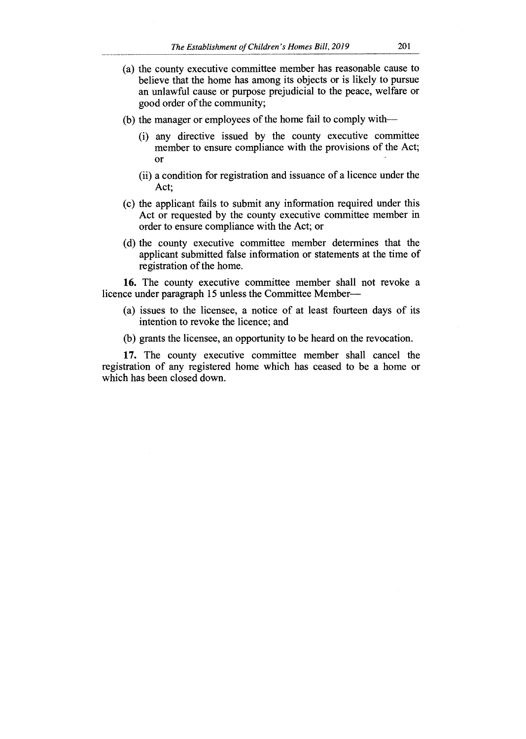(a) the county executive committee member has reasonable cause to believe that the home has among its objects or is likely to pursue an unlawful cause or purpose prejudicial to the peace, welfare or good order of the community;

(b) the manager or employees of the home fail to comply with—

   (i) any directive issued by the county executive committee member to ensure compliance with the provisions of the Act; or

   (ii) a condition for registration and issuance of a licence under the Act;

(c) the applicant fails to submit any information required under this Act or requested by the county executive committee member in order to ensure compliance with the Act; or

(d) the county executive committee member determines that the applicant submitted false information or statements at the time of registration of the home.

**16.** The county executive committee member shall not revoke a licence under paragraph 15 unless the Committee Member—

(a) issues to the licensee, a notice of at least fourteen days of its intention to revoke the licence; and

(b) grants the licensee, an opportunity to be heard on the revocation.

**17.** The county executive committee member shall cancel the registration of any registered home which has ceased to be a home or which has been closed down.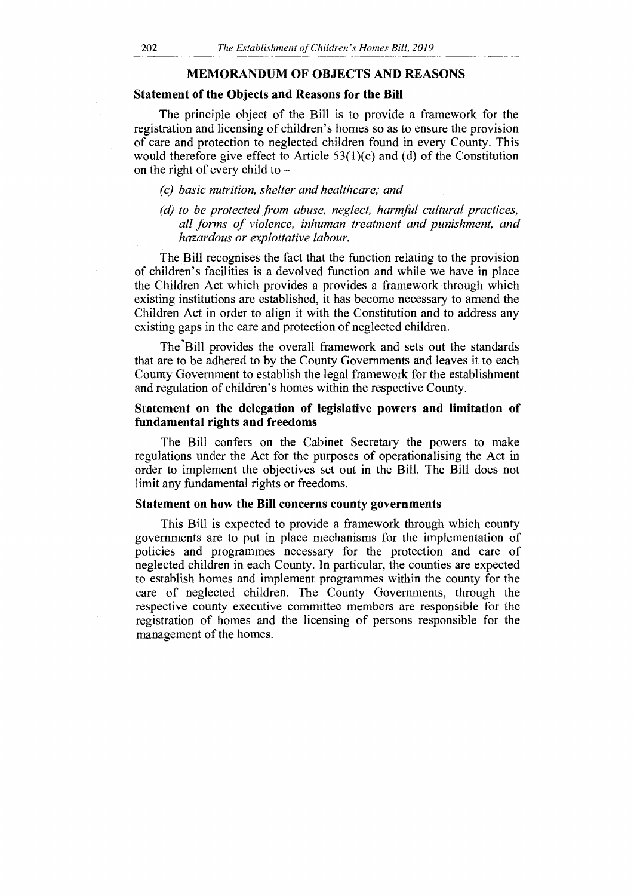## MEMORANDUM OF OBJECTS AND REASONS

### Statement of the Objects and Reasons for the Bill

The principle object of the Bill is to provide a framework for the registration and licensing of children's homes so as to ensure the provision of care and protection to neglected children found in every County. This would therefore give effect to Article 53(1)(c) and (d) of the Constitution on the right of every child to –

*(c) basic nutrition, shelter and healthcare; and*

*(d) to be protected from abuse, neglect, harmful cultural practices, all forms of violence, inhuman treatment and punishment, and hazardous or exploitative labour.*

The Bill recognises the fact that the function relating to the provision of children's facilities is a devolved function and while we have in place the Children Act which provides a provides a framework through which existing institutions are established, it has become necessary to amend the Children Act in order to align it with the Constitution and to address any existing gaps in the care and protection of neglected children.

The Bill provides the overall framework and sets out the standards that are to be adhered to by the County Governments and leaves it to each County Government to establish the legal framework for the establishment and regulation of children's homes within the respective County.

### Statement on the delegation of legislative powers and limitation of fundamental rights and freedoms

The Bill confers on the Cabinet Secretary the powers to make regulations under the Act for the purposes of operationalising the Act in order to implement the objectives set out in the Bill. The Bill does not limit any fundamental rights or freedoms.

### Statement on how the Bill concerns county governments

This Bill is expected to provide a framework through which county governments are to put in place mechanisms for the implementation of policies and programmes necessary for the protection and care of neglected children in each County. In particular, the counties are expected to establish homes and implement programmes within the county for the care of neglected children. The County Governments, through the respective county executive committee members are responsible for the registration of homes and the licensing of persons responsible for the management of the homes.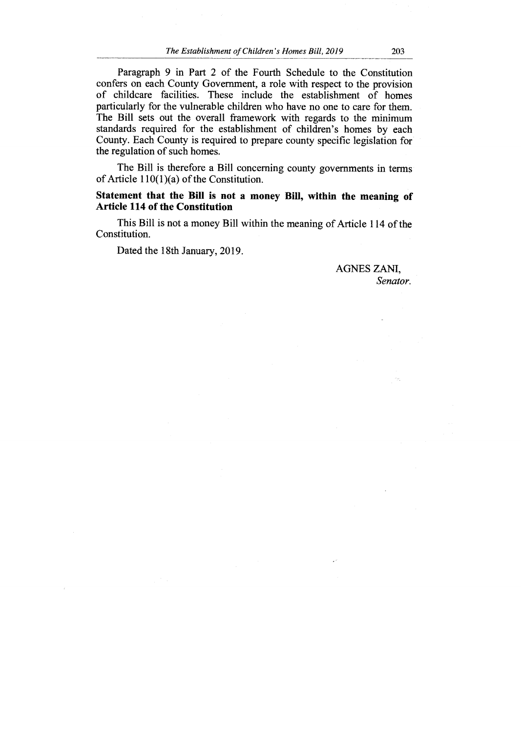Paragraph 9 in Part 2 of the Fourth Schedule to the Constitution confers on each County Government, a role with respect to the provision of childcare facilities. These include the establishment of homes particularly for the vulnerable children who have no one to care for them. The Bill sets out the overall framework with regards to the minimum standards required for the establishment of children's homes by each County. Each County is required to prepare county specific legislation for the regulation of such homes.

The Bill is therefore a Bill concerning county governments in terms of Article 110(1)(a) of the Constitution.

**Statement that the Bill is not a money Bill, within the meaning of Article 114 of the Constitution**

This Bill is not a money Bill within the meaning of Article 114 of the Constitution.

Dated the 18th January, 2019.

AGNES ZANI,
*Senator.*